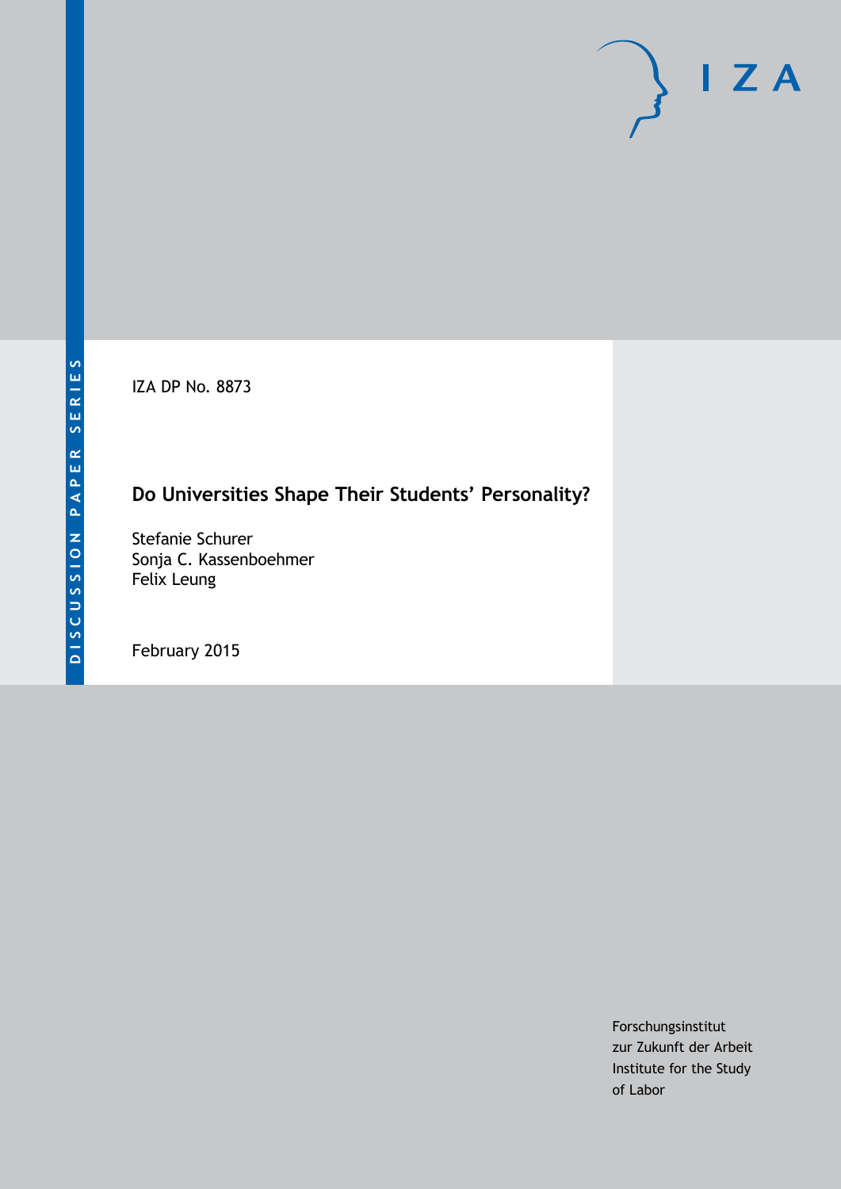DISCUSSION PAPER SERIES

IZA DP No. 8873

# Do Universities Shape Their Students' Personality?

Stefanie Schurer
Sonja C. Kassenboehmer
Felix Leung

February 2015

Forschungsinstitut
zur Zukunft der Arbeit
Institute for the Study
of Labor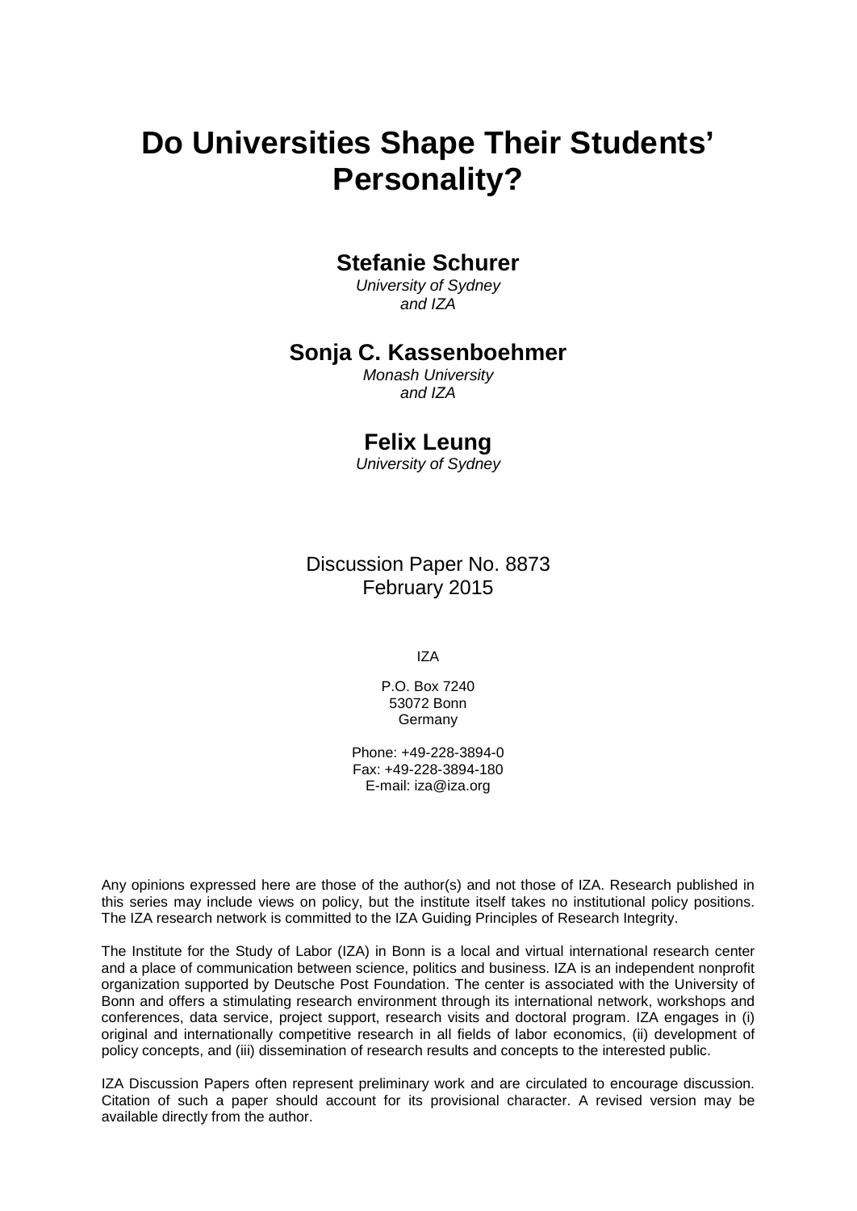# Do Universities Shape Their Students' Personality?

**Stefanie Schurer**
*University of Sydney and IZA*

**Sonja C. Kassenboehmer**
*Monash University and IZA*

**Felix Leung**
*University of Sydney*

Discussion Paper No. 8873
February 2015

IZA

P.O. Box 7240
53072 Bonn
Germany

Phone: +49-228-3894-0
Fax: +49-228-3894-180
E-mail: iza@iza.org

Any opinions expressed here are those of the author(s) and not those of IZA. Research published in this series may include views on policy, but the institute itself takes no institutional policy positions. The IZA research network is committed to the IZA Guiding Principles of Research Integrity.

The Institute for the Study of Labor (IZA) in Bonn is a local and virtual international research center and a place of communication between science, politics and business. IZA is an independent nonprofit organization supported by Deutsche Post Foundation. The center is associated with the University of Bonn and offers a stimulating research environment through its international network, workshops and conferences, data service, project support, research visits and doctoral program. IZA engages in (i) original and internationally competitive research in all fields of labor economics, (ii) development of policy concepts, and (iii) dissemination of research results and concepts to the interested public.

IZA Discussion Papers often represent preliminary work and are circulated to encourage discussion. Citation of such a paper should account for its provisional character. A revised version may be available directly from the author.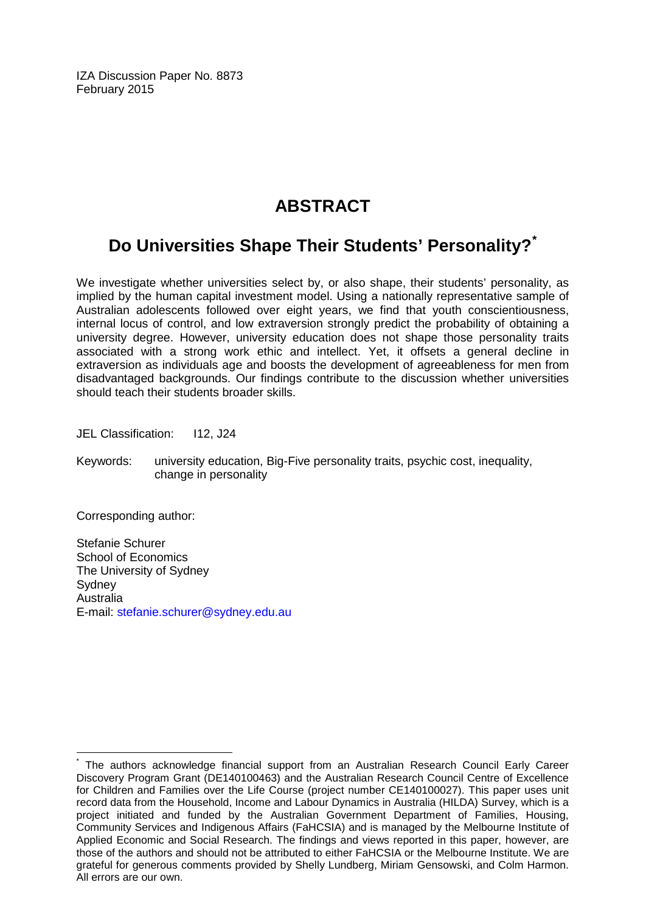IZA Discussion Paper No. 8873
February 2015

# ABSTRACT

## Do Universities Shape Their Students' Personality?*

We investigate whether universities select by, or also shape, their students' personality, as implied by the human capital investment model. Using a nationally representative sample of Australian adolescents followed over eight years, we find that youth conscientiousness, internal locus of control, and low extraversion strongly predict the probability of obtaining a university degree. However, university education does not shape those personality traits associated with a strong work ethic and intellect. Yet, it offsets a general decline in extraversion as individuals age and boosts the development of agreeableness for men from disadvantaged backgrounds. Our findings contribute to the discussion whether universities should teach their students broader skills.

JEL Classification: I12, J24

Keywords: university education, Big-Five personality traits, psychic cost, inequality, change in personality

Corresponding author:

Stefanie Schurer
School of Economics
The University of Sydney
Sydney
Australia
E-mail: stefanie.schurer@sydney.edu.au

---

* The authors acknowledge financial support from an Australian Research Council Early Career Discovery Program Grant (DE140100463) and the Australian Research Council Centre of Excellence for Children and Families over the Life Course (project number CE140100027). This paper uses unit record data from the Household, Income and Labour Dynamics in Australia (HILDA) Survey, which is a project initiated and funded by the Australian Government Department of Families, Housing, Community Services and Indigenous Affairs (FaHCSIA) and is managed by the Melbourne Institute of Applied Economic and Social Research. The findings and views reported in this paper, however, are those of the authors and should not be attributed to either FaHCSIA or the Melbourne Institute. We are grateful for generous comments provided by Shelly Lundberg, Miriam Gensowski, and Colm Harmon. All errors are our own.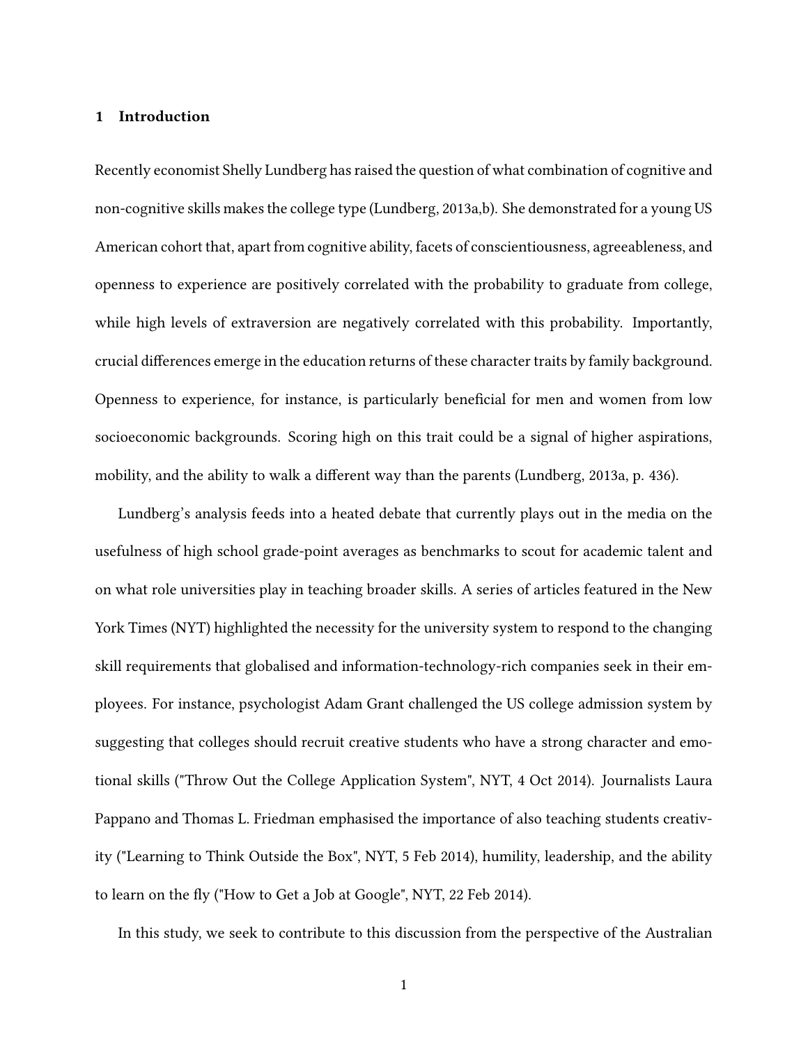## 1 Introduction

Recently economist Shelly Lundberg has raised the question of what combination of cognitive and non-cognitive skills makes the college type (Lundberg, 2013a,b). She demonstrated for a young US American cohort that, apart from cognitive ability, facets of conscientiousness, agreeableness, and openness to experience are positively correlated with the probability to graduate from college, while high levels of extraversion are negatively correlated with this probability. Importantly, crucial differences emerge in the education returns of these character traits by family background. Openness to experience, for instance, is particularly beneficial for men and women from low socioeconomic backgrounds. Scoring high on this trait could be a signal of higher aspirations, mobility, and the ability to walk a different way than the parents (Lundberg, 2013a, p. 436).

Lundberg's analysis feeds into a heated debate that currently plays out in the media on the usefulness of high school grade-point averages as benchmarks to scout for academic talent and on what role universities play in teaching broader skills. A series of articles featured in the New York Times (NYT) highlighted the necessity for the university system to respond to the changing skill requirements that globalised and information-technology-rich companies seek in their employees. For instance, psychologist Adam Grant challenged the US college admission system by suggesting that colleges should recruit creative students who have a strong character and emotional skills ("Throw Out the College Application System", NYT, 4 Oct 2014). Journalists Laura Pappano and Thomas L. Friedman emphasised the importance of also teaching students creativity ("Learning to Think Outside the Box", NYT, 5 Feb 2014), humility, leadership, and the ability to learn on the fly ("How to Get a Job at Google", NYT, 22 Feb 2014).

In this study, we seek to contribute to this discussion from the perspective of the Australian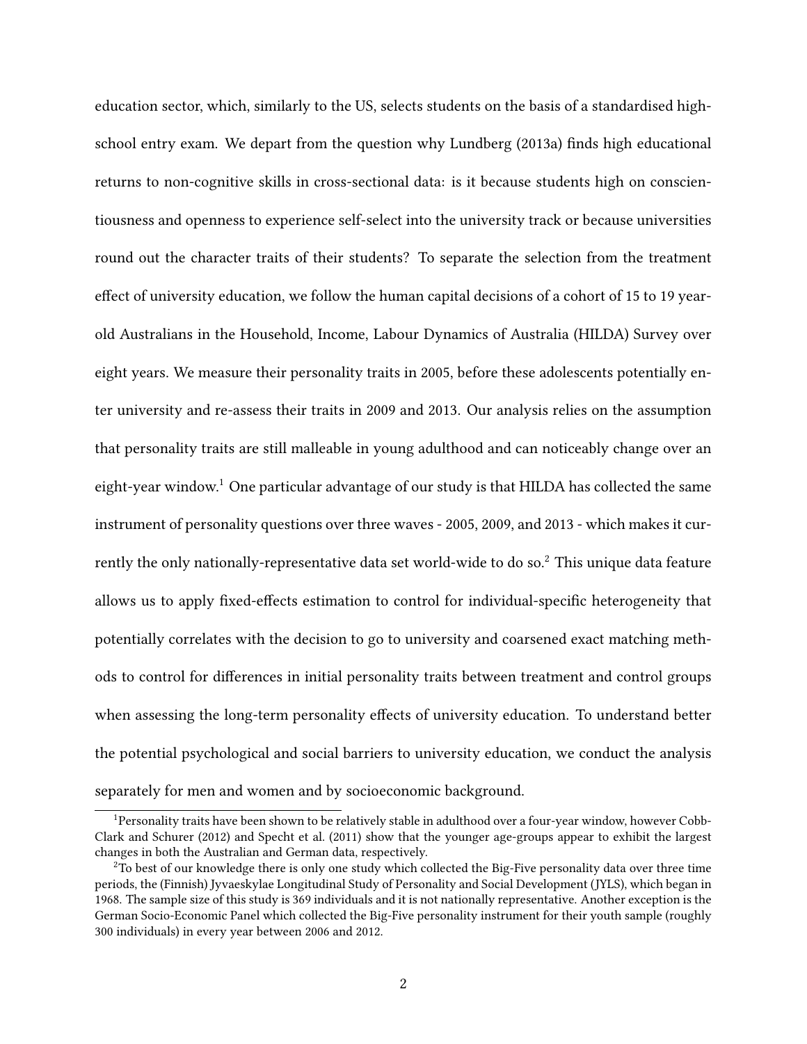education sector, which, similarly to the US, selects students on the basis of a standardised high-school entry exam. We depart from the question why Lundberg (2013a) finds high educational returns to non-cognitive skills in cross-sectional data: is it because students high on conscientiousness and openness to experience self-select into the university track or because universities round out the character traits of their students? To separate the selection from the treatment effect of university education, we follow the human capital decisions of a cohort of 15 to 19 year-old Australians in the Household, Income, Labour Dynamics of Australia (HILDA) Survey over eight years. We measure their personality traits in 2005, before these adolescents potentially enter university and re-assess their traits in 2009 and 2013. Our analysis relies on the assumption that personality traits are still malleable in young adulthood and can noticeably change over an eight-year window.[1] One particular advantage of our study is that HILDA has collected the same instrument of personality questions over three waves - 2005, 2009, and 2013 - which makes it currently the only nationally-representative data set world-wide to do so.[2] This unique data feature allows us to apply fixed-effects estimation to control for individual-specific heterogeneity that potentially correlates with the decision to go to university and coarsened exact matching methods to control for differences in initial personality traits between treatment and control groups when assessing the long-term personality effects of university education. To understand better the potential psychological and social barriers to university education, we conduct the analysis separately for men and women and by socioeconomic background.

[1] Personality traits have been shown to be relatively stable in adulthood over a four-year window, however Cobb-Clark and Schurer (2012) and Specht et al. (2011) show that the younger age-groups appear to exhibit the largest changes in both the Australian and German data, respectively.

[2] To best of our knowledge there is only one study which collected the Big-Five personality data over three time periods, the (Finnish) Jyvaeskylae Longitudinal Study of Personality and Social Development (JYLS), which began in 1968. The sample size of this study is 369 individuals and it is not nationally representative. Another exception is the German Socio-Economic Panel which collected the Big-Five personality instrument for their youth sample (roughly 300 individuals) in every year between 2006 and 2012.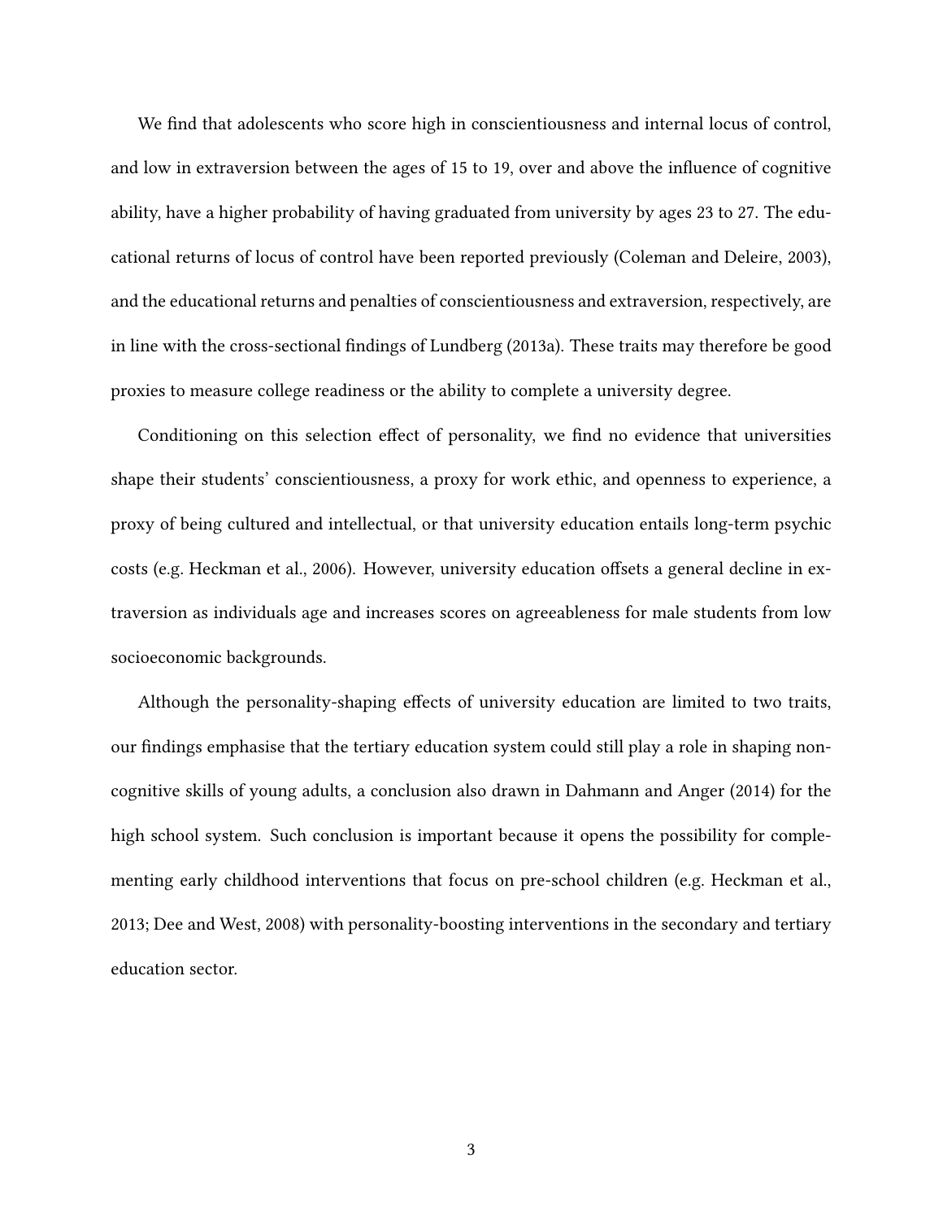We find that adolescents who score high in conscientiousness and internal locus of control, and low in extraversion between the ages of 15 to 19, over and above the influence of cognitive ability, have a higher probability of having graduated from university by ages 23 to 27. The educational returns of locus of control have been reported previously (Coleman and Deleire, 2003), and the educational returns and penalties of conscientiousness and extraversion, respectively, are in line with the cross-sectional findings of Lundberg (2013a). These traits may therefore be good proxies to measure college readiness or the ability to complete a university degree.

Conditioning on this selection effect of personality, we find no evidence that universities shape their students' conscientiousness, a proxy for work ethic, and openness to experience, a proxy of being cultured and intellectual, or that university education entails long-term psychic costs (e.g. Heckman et al., 2006). However, university education offsets a general decline in extraversion as individuals age and increases scores on agreeableness for male students from low socioeconomic backgrounds.

Although the personality-shaping effects of university education are limited to two traits, our findings emphasise that the tertiary education system could still play a role in shaping non-cognitive skills of young adults, a conclusion also drawn in Dahmann and Anger (2014) for the high school system. Such conclusion is important because it opens the possibility for complementing early childhood interventions that focus on pre-school children (e.g. Heckman et al., 2013; Dee and West, 2008) with personality-boosting interventions in the secondary and tertiary education sector.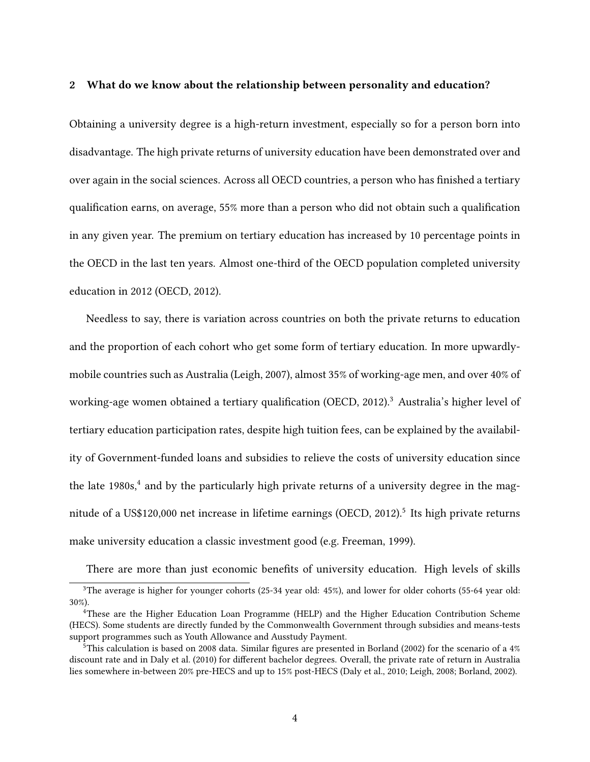## 2 What do we know about the relationship between personality and education?

Obtaining a university degree is a high-return investment, especially so for a person born into disadvantage. The high private returns of university education have been demonstrated over and over again in the social sciences. Across all OECD countries, a person who has finished a tertiary qualification earns, on average, 55% more than a person who did not obtain such a qualification in any given year. The premium on tertiary education has increased by 10 percentage points in the OECD in the last ten years. Almost one-third of the OECD population completed university education in 2012 (OECD, 2012).

Needless to say, there is variation across countries on both the private returns to education and the proportion of each cohort who get some form of tertiary education. In more upwardly-mobile countries such as Australia (Leigh, 2007), almost 35% of working-age men, and over 40% of working-age women obtained a tertiary qualification (OECD, 2012).[3] Australia's higher level of tertiary education participation rates, despite high tuition fees, can be explained by the availability of Government-funded loans and subsidies to relieve the costs of university education since the late 1980s,[4] and by the particularly high private returns of a university degree in the magnitude of a US$120,000 net increase in lifetime earnings (OECD, 2012).[5] Its high private returns make university education a classic investment good (e.g. Freeman, 1999).

There are more than just economic benefits of university education. High levels of skills

[3] The average is higher for younger cohorts (25-34 year old: 45%), and lower for older cohorts (55-64 year old: 30%).

[4] These are the Higher Education Loan Programme (HELP) and the Higher Education Contribution Scheme (HECS). Some students are directly funded by the Commonwealth Government through subsidies and means-tests support programmes such as Youth Allowance and Ausstudy Payment.

[5] This calculation is based on 2008 data. Similar figures are presented in Borland (2002) for the scenario of a 4% discount rate and in Daly et al. (2010) for different bachelor degrees. Overall, the private rate of return in Australia lies somewhere in-between 20% pre-HECS and up to 15% post-HECS (Daly et al., 2010; Leigh, 2008; Borland, 2002).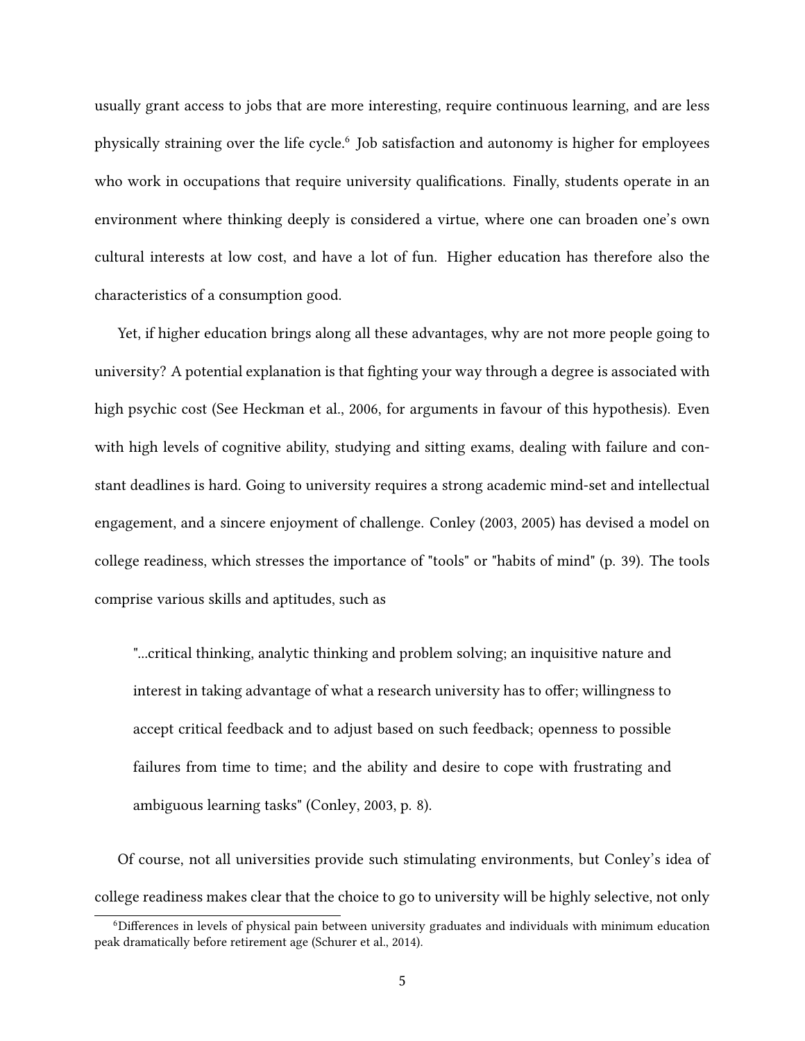usually grant access to jobs that are more interesting, require continuous learning, and are less physically straining over the life cycle.[6] Job satisfaction and autonomy is higher for employees who work in occupations that require university qualifications. Finally, students operate in an environment where thinking deeply is considered a virtue, where one can broaden one's own cultural interests at low cost, and have a lot of fun. Higher education has therefore also the characteristics of a consumption good.

Yet, if higher education brings along all these advantages, why are not more people going to university? A potential explanation is that fighting your way through a degree is associated with high psychic cost (See Heckman et al., 2006, for arguments in favour of this hypothesis). Even with high levels of cognitive ability, studying and sitting exams, dealing with failure and constant deadlines is hard. Going to university requires a strong academic mind-set and intellectual engagement, and a sincere enjoyment of challenge. Conley (2003, 2005) has devised a model on college readiness, which stresses the importance of "tools" or "habits of mind" (p. 39). The tools comprise various skills and aptitudes, such as

> "...critical thinking, analytic thinking and problem solving; an inquisitive nature and interest in taking advantage of what a research university has to offer; willingness to accept critical feedback and to adjust based on such feedback; openness to possible failures from time to time; and the ability and desire to cope with frustrating and ambiguous learning tasks" (Conley, 2003, p. 8).

Of course, not all universities provide such stimulating environments, but Conley's idea of college readiness makes clear that the choice to go to university will be highly selective, not only

[6] Differences in levels of physical pain between university graduates and individuals with minimum education peak dramatically before retirement age (Schurer et al., 2014).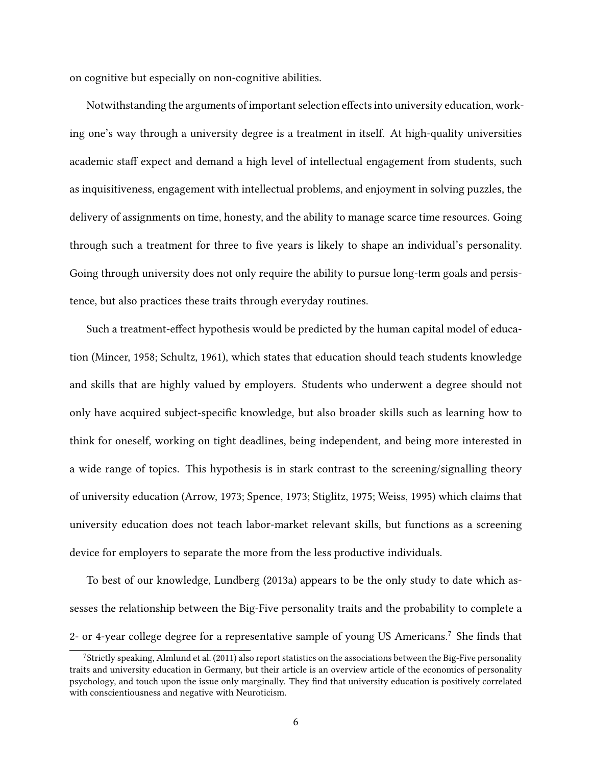on cognitive but especially on non-cognitive abilities.

Notwithstanding the arguments of important selection effects into university education, working one's way through a university degree is a treatment in itself. At high-quality universities academic staff expect and demand a high level of intellectual engagement from students, such as inquisitiveness, engagement with intellectual problems, and enjoyment in solving puzzles, the delivery of assignments on time, honesty, and the ability to manage scarce time resources. Going through such a treatment for three to five years is likely to shape an individual's personality. Going through university does not only require the ability to pursue long-term goals and persistence, but also practices these traits through everyday routines.

Such a treatment-effect hypothesis would be predicted by the human capital model of education (Mincer, 1958; Schultz, 1961), which states that education should teach students knowledge and skills that are highly valued by employers. Students who underwent a degree should not only have acquired subject-specific knowledge, but also broader skills such as learning how to think for oneself, working on tight deadlines, being independent, and being more interested in a wide range of topics. This hypothesis is in stark contrast to the screening/signalling theory of university education (Arrow, 1973; Spence, 1973; Stiglitz, 1975; Weiss, 1995) which claims that university education does not teach labor-market relevant skills, but functions as a screening device for employers to separate the more from the less productive individuals.

To best of our knowledge, Lundberg (2013a) appears to be the only study to date which assesses the relationship between the Big-Five personality traits and the probability to complete a 2- or 4-year college degree for a representative sample of young US Americans.[7] She finds that

[7] Strictly speaking, Almlund et al. (2011) also report statistics on the associations between the Big-Five personality traits and university education in Germany, but their article is an overview article of the economics of personality psychology, and touch upon the issue only marginally. They find that university education is positively correlated with conscientiousness and negative with Neuroticism.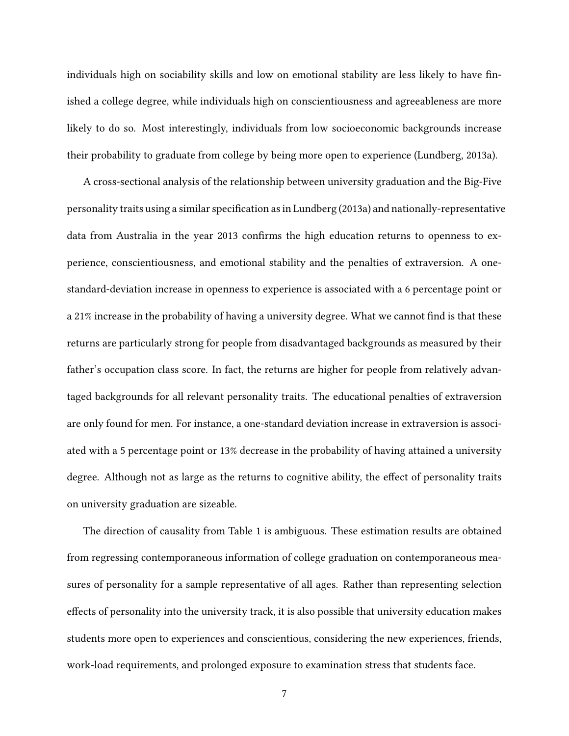individuals high on sociability skills and low on emotional stability are less likely to have finished a college degree, while individuals high on conscientiousness and agreeableness are more likely to do so. Most interestingly, individuals from low socioeconomic backgrounds increase their probability to graduate from college by being more open to experience (Lundberg, 2013a).

A cross-sectional analysis of the relationship between university graduation and the Big-Five personality traits using a similar specification as in Lundberg (2013a) and nationally-representative data from Australia in the year 2013 confirms the high education returns to openness to experience, conscientiousness, and emotional stability and the penalties of extraversion. A one-standard-deviation increase in openness to experience is associated with a 6 percentage point or a 21% increase in the probability of having a university degree. What we cannot find is that these returns are particularly strong for people from disadvantaged backgrounds as measured by their father's occupation class score. In fact, the returns are higher for people from relatively advantaged backgrounds for all relevant personality traits. The educational penalties of extraversion are only found for men. For instance, a one-standard deviation increase in extraversion is associated with a 5 percentage point or 13% decrease in the probability of having attained a university degree. Although not as large as the returns to cognitive ability, the effect of personality traits on university graduation are sizeable.

The direction of causality from Table 1 is ambiguous. These estimation results are obtained from regressing contemporaneous information of college graduation on contemporaneous measures of personality for a sample representative of all ages. Rather than representing selection effects of personality into the university track, it is also possible that university education makes students more open to experiences and conscientious, considering the new experiences, friends, work-load requirements, and prolonged exposure to examination stress that students face.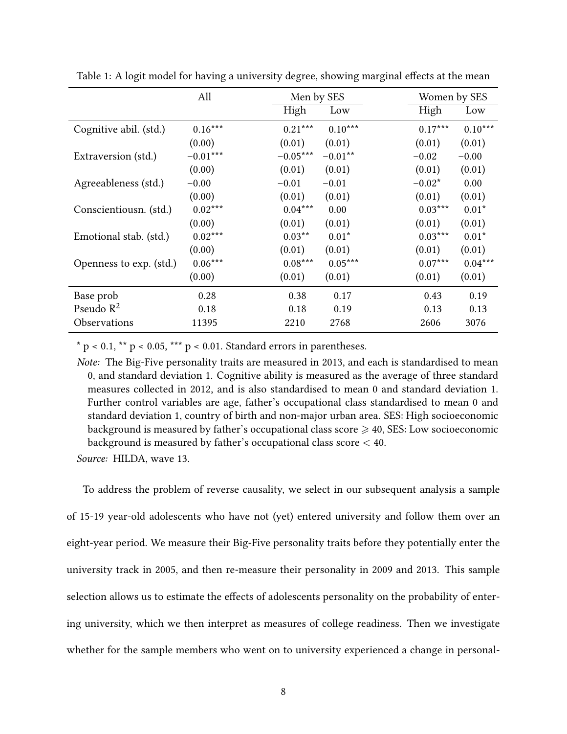Table 1: A logit model for having a university degree, showing marginal effects at the mean

| | All | Men by SES | | Women by SES | |
|---|---|---|---|---|---|
| | | High | Low | High | Low |
| Cognitive abil. (std.) | $0.16^{***}$ | $0.21^{***}$ | $0.10^{***}$ | $0.17^{***}$ | $0.10^{***}$ |
| | (0.00) | (0.01) | (0.01) | (0.01) | (0.01) |
| Extraversion (std.) | $-0.01^{***}$ | $-0.05^{***}$ | $-0.01^{**}$ | $-0.02$ | $-0.00$ |
| | (0.00) | (0.01) | (0.01) | (0.01) | (0.01) |
| Agreeableness (std.) | $-0.00$ | $-0.01$ | $-0.01$ | $-0.02^{*}$ | 0.00 |
| | (0.00) | (0.01) | (0.01) | (0.01) | (0.01) |
| Conscientiousn. (std.) | $0.02^{***}$ | $0.04^{***}$ | 0.00 | $0.03^{***}$ | $0.01^{*}$ |
| | (0.00) | (0.01) | (0.01) | (0.01) | (0.01) |
| Emotional stab. (std.) | $0.02^{***}$ | $0.03^{**}$ | $0.01^{*}$ | $0.03^{***}$ | $0.01^{*}$ |
| | (0.00) | (0.01) | (0.01) | (0.01) | (0.01) |
| Openness to exp. (std.) | $0.06^{***}$ | $0.08^{***}$ | $0.05^{***}$ | $0.07^{***}$ | $0.04^{***}$ |
| | (0.00) | (0.01) | (0.01) | (0.01) | (0.01) |
| Base prob | 0.28 | 0.38 | 0.17 | 0.43 | 0.19 |
| Pseudo $R^2$ | 0.18 | 0.18 | 0.19 | 0.13 | 0.13 |
| Observations | 11395 | 2210 | 2768 | 2606 | 3076 |

$^{*}$ $p < 0.1$, $^{**}$ $p < 0.05$, $^{***}$ $p < 0.01$. Standard errors in parentheses.

*Note:* The Big-Five personality traits are measured in 2013, and each is standardised to mean 0, and standard deviation 1. Cognitive ability is measured as the average of three standard measures collected in 2012, and is also standardised to mean 0 and standard deviation 1. Further control variables are age, father's occupational class standardised to mean 0 and standard deviation 1, country of birth and non-major urban area. SES: High socioeconomic background is measured by father's occupational class score $\geqslant 40$, SES: Low socioeconomic background is measured by father's occupational class score $< 40$.

*Source:* HILDA, wave 13.

To address the problem of reverse causality, we select in our subsequent analysis a sample of 15-19 year-old adolescents who have not (yet) entered university and follow them over an eight-year period. We measure their Big-Five personality traits before they potentially enter the university track in 2005, and then re-measure their personality in 2009 and 2013. This sample selection allows us to estimate the effects of adolescents personality on the probability of entering university, which we then interpret as measures of college readiness. Then we investigate whether for the sample members who went on to university experienced a change in personal-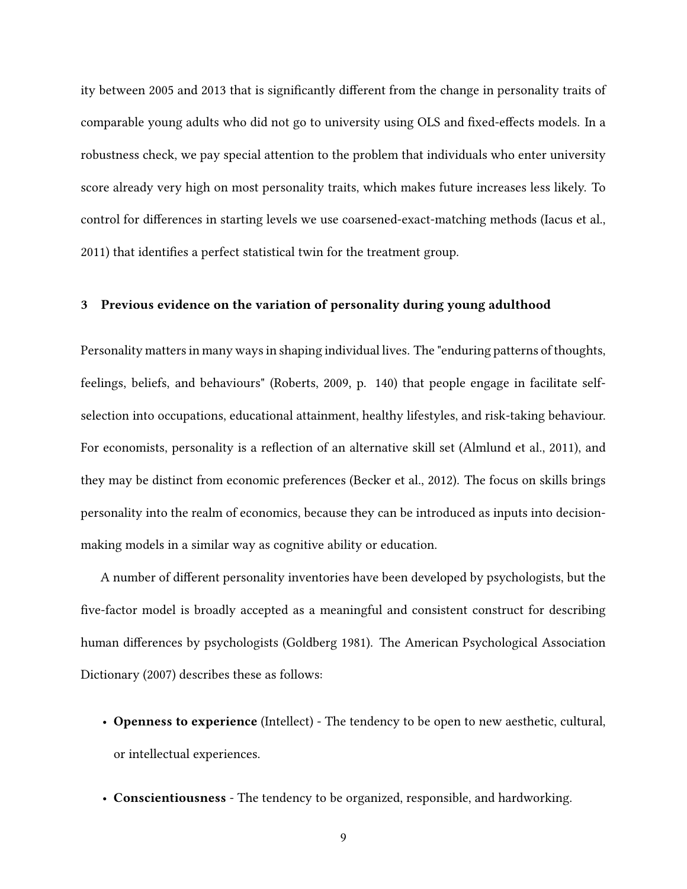ity between 2005 and 2013 that is significantly different from the change in personality traits of comparable young adults who did not go to university using OLS and fixed-effects models. In a robustness check, we pay special attention to the problem that individuals who enter university score already very high on most personality traits, which makes future increases less likely. To control for differences in starting levels we use coarsened-exact-matching methods (Iacus et al., 2011) that identifies a perfect statistical twin for the treatment group.

## 3 Previous evidence on the variation of personality during young adulthood

Personality matters in many ways in shaping individual lives. The "enduring patterns of thoughts, feelings, beliefs, and behaviours" (Roberts, 2009, p. 140) that people engage in facilitate self-selection into occupations, educational attainment, healthy lifestyles, and risk-taking behaviour. For economists, personality is a reflection of an alternative skill set (Almlund et al., 2011), and they may be distinct from economic preferences (Becker et al., 2012). The focus on skills brings personality into the realm of economics, because they can be introduced as inputs into decision-making models in a similar way as cognitive ability or education.

A number of different personality inventories have been developed by psychologists, but the five-factor model is broadly accepted as a meaningful and consistent construct for describing human differences by psychologists (Goldberg 1981). The American Psychological Association Dictionary (2007) describes these as follows:

- **Openness to experience** (Intellect) - The tendency to be open to new aesthetic, cultural, or intellectual experiences.
- **Conscientiousness** - The tendency to be organized, responsible, and hardworking.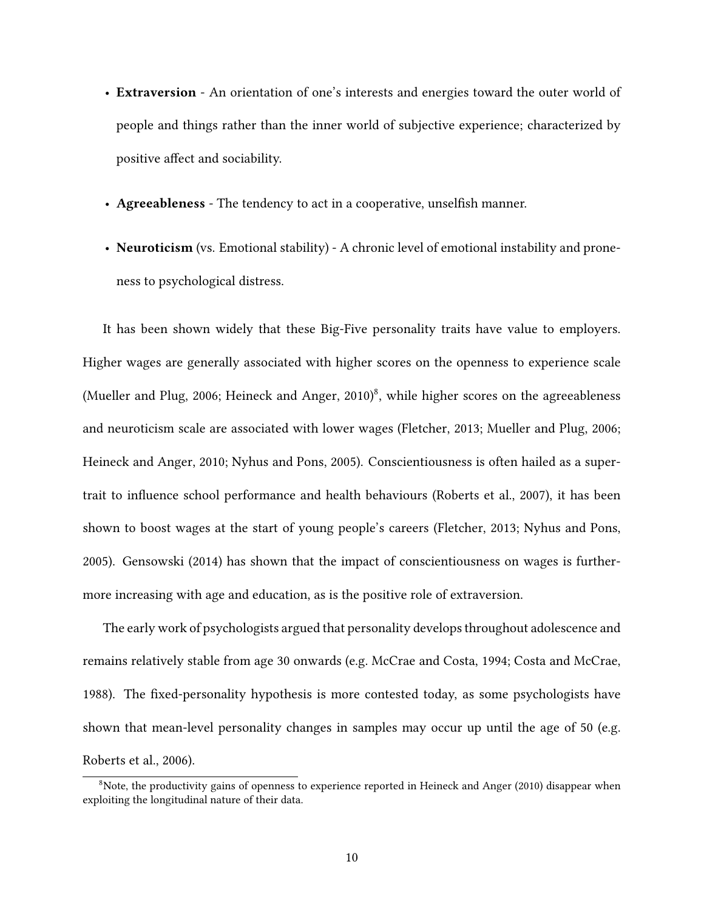- **Extraversion** - An orientation of one's interests and energies toward the outer world of people and things rather than the inner world of subjective experience; characterized by positive affect and sociability.
- **Agreeableness** - The tendency to act in a cooperative, unselfish manner.
- **Neuroticism** (vs. Emotional stability) - A chronic level of emotional instability and proneness to psychological distress.

It has been shown widely that these Big-Five personality traits have value to employers. Higher wages are generally associated with higher scores on the openness to experience scale (Mueller and Plug, 2006; Heineck and Anger, 2010)[8], while higher scores on the agreeableness and neuroticism scale are associated with lower wages (Fletcher, 2013; Mueller and Plug, 2006; Heineck and Anger, 2010; Nyhus and Pons, 2005). Conscientiousness is often hailed as a super-trait to influence school performance and health behaviours (Roberts et al., 2007), it has been shown to boost wages at the start of young people's careers (Fletcher, 2013; Nyhus and Pons, 2005). Gensowski (2014) has shown that the impact of conscientiousness on wages is furthermore increasing with age and education, as is the positive role of extraversion.

The early work of psychologists argued that personality develops throughout adolescence and remains relatively stable from age 30 onwards (e.g. McCrae and Costa, 1994; Costa and McCrae, 1988). The fixed-personality hypothesis is more contested today, as some psychologists have shown that mean-level personality changes in samples may occur up until the age of 50 (e.g. Roberts et al., 2006).

[8] Note, the productivity gains of openness to experience reported in Heineck and Anger (2010) disappear when exploiting the longitudinal nature of their data.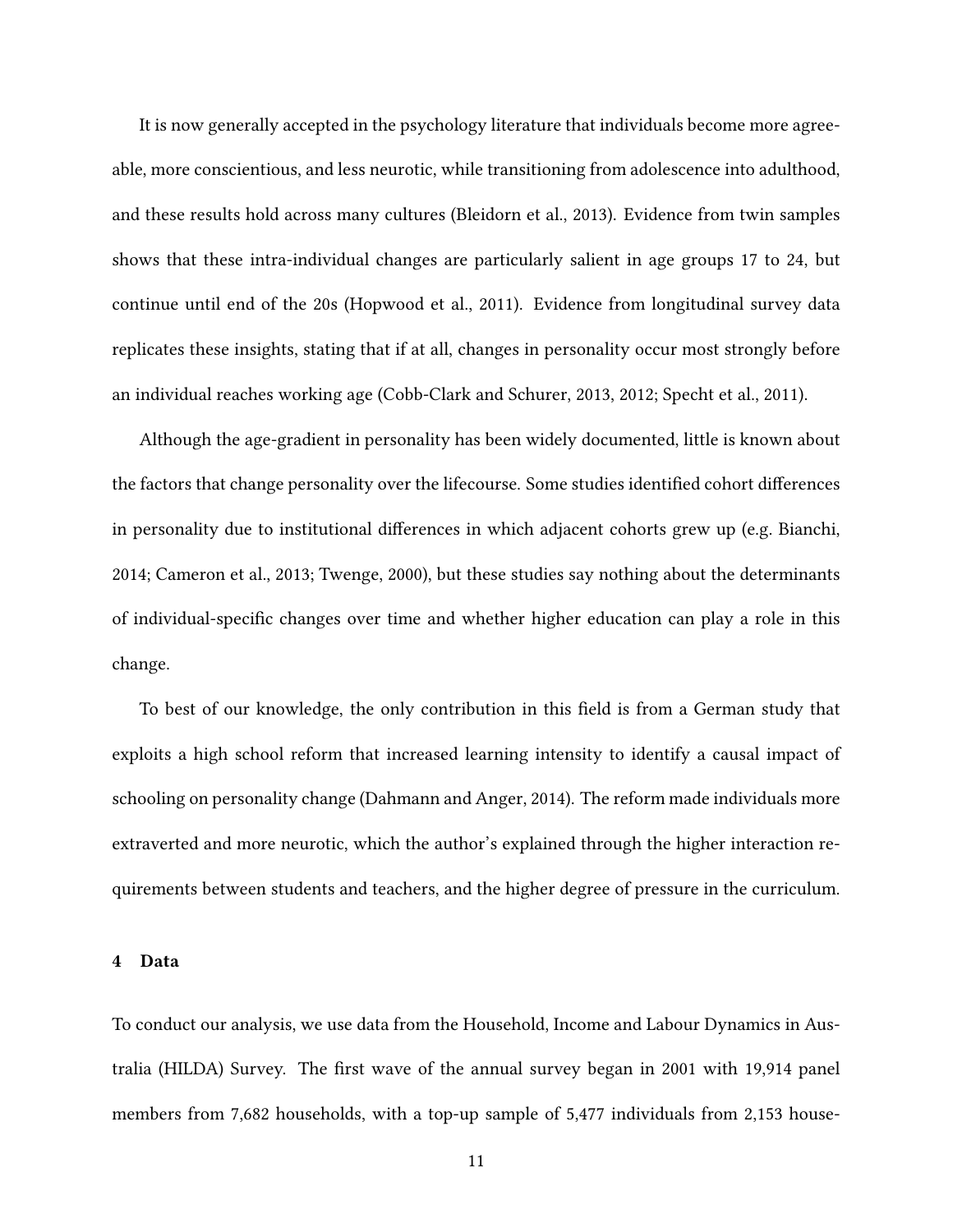It is now generally accepted in the psychology literature that individuals become more agreeable, more conscientious, and less neurotic, while transitioning from adolescence into adulthood, and these results hold across many cultures (Bleidorn et al., 2013). Evidence from twin samples shows that these intra-individual changes are particularly salient in age groups 17 to 24, but continue until end of the 20s (Hopwood et al., 2011). Evidence from longitudinal survey data replicates these insights, stating that if at all, changes in personality occur most strongly before an individual reaches working age (Cobb-Clark and Schurer, 2013, 2012; Specht et al., 2011).

Although the age-gradient in personality has been widely documented, little is known about the factors that change personality over the lifecourse. Some studies identified cohort differences in personality due to institutional differences in which adjacent cohorts grew up (e.g. Bianchi, 2014; Cameron et al., 2013; Twenge, 2000), but these studies say nothing about the determinants of individual-specific changes over time and whether higher education can play a role in this change.

To best of our knowledge, the only contribution in this field is from a German study that exploits a high school reform that increased learning intensity to identify a causal impact of schooling on personality change (Dahmann and Anger, 2014). The reform made individuals more extraverted and more neurotic, which the author's explained through the higher interaction requirements between students and teachers, and the higher degree of pressure in the curriculum.

## 4 Data

To conduct our analysis, we use data from the Household, Income and Labour Dynamics in Australia (HILDA) Survey. The first wave of the annual survey began in 2001 with 19,914 panel members from 7,682 households, with a top-up sample of 5,477 individuals from 2,153 house-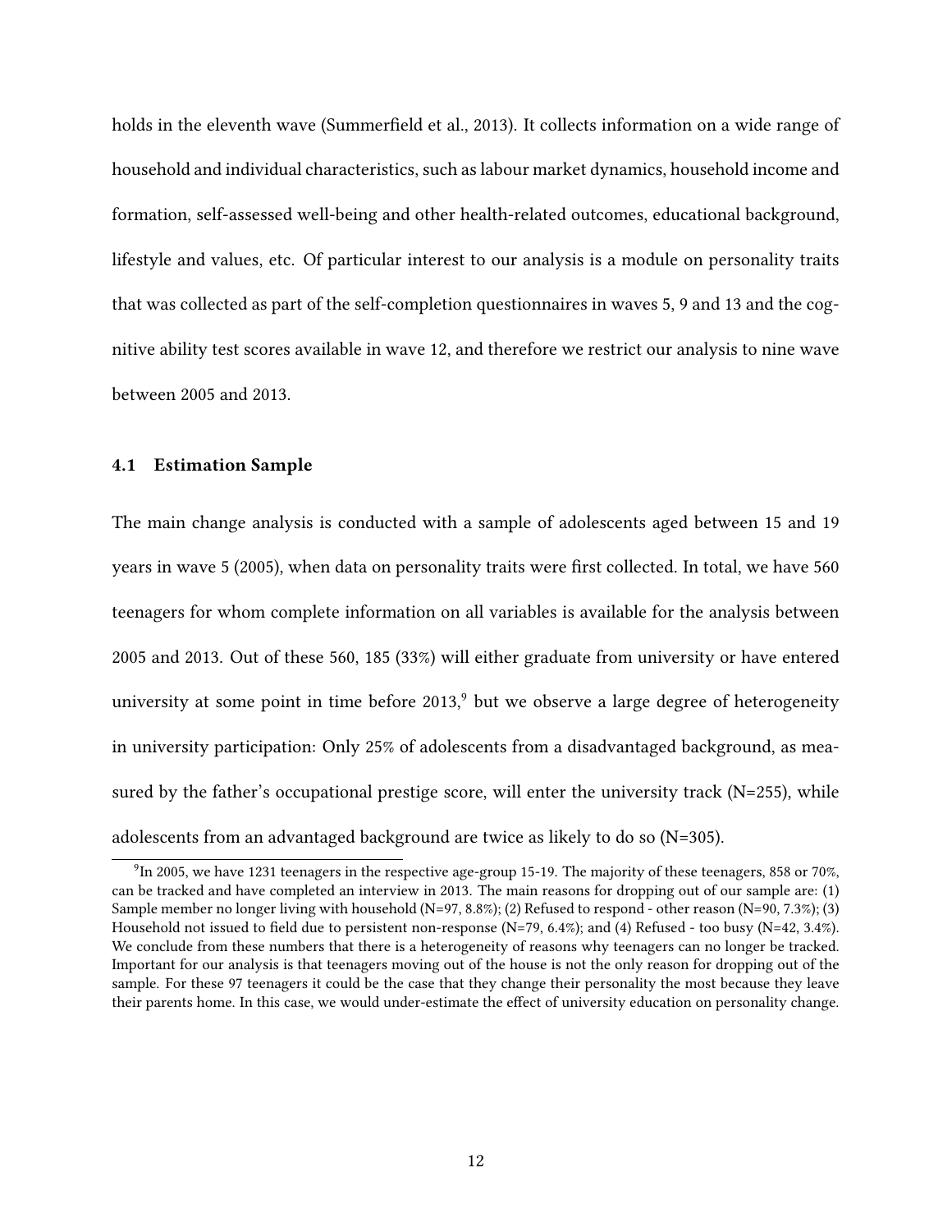holds in the eleventh wave (Summerfield et al., 2013). It collects information on a wide range of household and individual characteristics, such as labour market dynamics, household income and formation, self-assessed well-being and other health-related outcomes, educational background, lifestyle and values, etc. Of particular interest to our analysis is a module on personality traits that was collected as part of the self-completion questionnaires in waves 5, 9 and 13 and the cognitive ability test scores available in wave 12, and therefore we restrict our analysis to nine wave between 2005 and 2013.

### 4.1 Estimation Sample

The main change analysis is conducted with a sample of adolescents aged between 15 and 19 years in wave 5 (2005), when data on personality traits were first collected. In total, we have 560 teenagers for whom complete information on all variables is available for the analysis between 2005 and 2013. Out of these 560, 185 (33%) will either graduate from university or have entered university at some point in time before 2013,[9] but we observe a large degree of heterogeneity in university participation: Only 25% of adolescents from a disadvantaged background, as measured by the father's occupational prestige score, will enter the university track (N=255), while adolescents from an advantaged background are twice as likely to do so (N=305).

[9]In 2005, we have 1231 teenagers in the respective age-group 15-19. The majority of these teenagers, 858 or 70%, can be tracked and have completed an interview in 2013. The main reasons for dropping out of our sample are: (1) Sample member no longer living with household (N=97, 8.8%); (2) Refused to respond - other reason (N=90, 7.3%); (3) Household not issued to field due to persistent non-response (N=79, 6.4%); and (4) Refused - too busy (N=42, 3.4%). We conclude from these numbers that there is a heterogeneity of reasons why teenagers can no longer be tracked. Important for our analysis is that teenagers moving out of the house is not the only reason for dropping out of the sample. For these 97 teenagers it could be the case that they change their personality the most because they leave their parents home. In this case, we would under-estimate the effect of university education on personality change.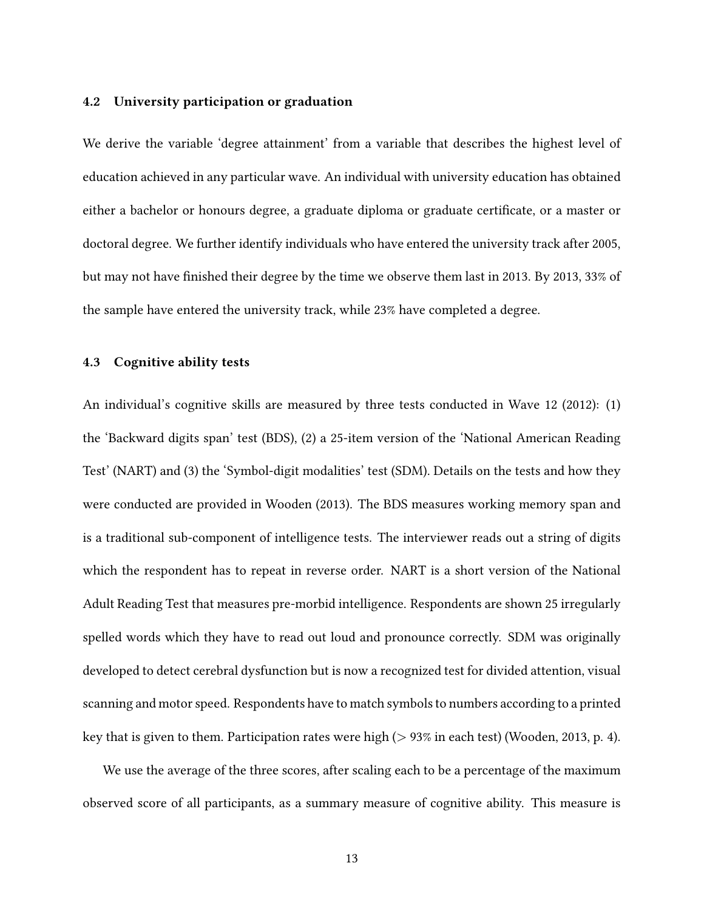### 4.2 University participation or graduation

We derive the variable 'degree attainment' from a variable that describes the highest level of education achieved in any particular wave. An individual with university education has obtained either a bachelor or honours degree, a graduate diploma or graduate certificate, or a master or doctoral degree. We further identify individuals who have entered the university track after 2005, but may not have finished their degree by the time we observe them last in 2013. By 2013, 33% of the sample have entered the university track, while 23% have completed a degree.

### 4.3 Cognitive ability tests

An individual's cognitive skills are measured by three tests conducted in Wave 12 (2012): (1) the 'Backward digits span' test (BDS), (2) a 25-item version of the 'National American Reading Test' (NART) and (3) the 'Symbol-digit modalities' test (SDM). Details on the tests and how they were conducted are provided in Wooden (2013). The BDS measures working memory span and is a traditional sub-component of intelligence tests. The interviewer reads out a string of digits which the respondent has to repeat in reverse order. NART is a short version of the National Adult Reading Test that measures pre-morbid intelligence. Respondents are shown 25 irregularly spelled words which they have to read out loud and pronounce correctly. SDM was originally developed to detect cerebral dysfunction but is now a recognized test for divided attention, visual scanning and motor speed. Respondents have to match symbols to numbers according to a printed key that is given to them. Participation rates were high (> 93% in each test) (Wooden, 2013, p. 4).

We use the average of the three scores, after scaling each to be a percentage of the maximum observed score of all participants, as a summary measure of cognitive ability. This measure is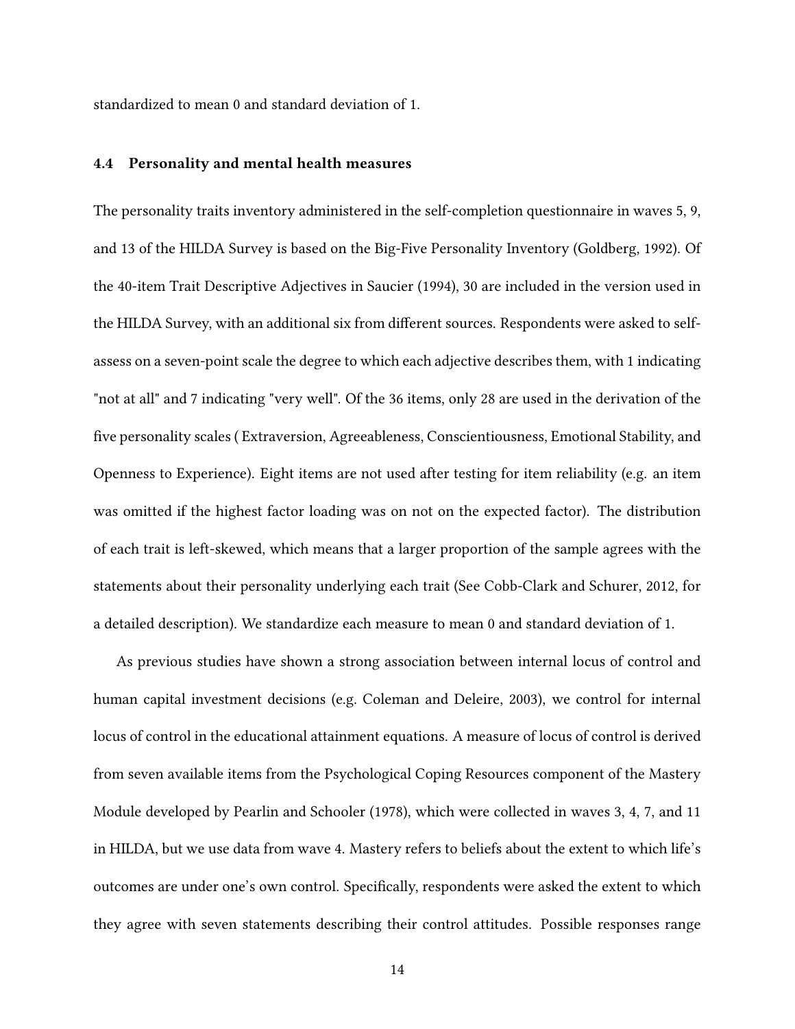standardized to mean 0 and standard deviation of 1.

### 4.4 Personality and mental health measures

The personality traits inventory administered in the self-completion questionnaire in waves 5, 9, and 13 of the HILDA Survey is based on the Big-Five Personality Inventory (Goldberg, 1992). Of the 40-item Trait Descriptive Adjectives in Saucier (1994), 30 are included in the version used in the HILDA Survey, with an additional six from different sources. Respondents were asked to self-assess on a seven-point scale the degree to which each adjective describes them, with 1 indicating "not at all" and 7 indicating "very well". Of the 36 items, only 28 are used in the derivation of the five personality scales ( Extraversion, Agreeableness, Conscientiousness, Emotional Stability, and Openness to Experience). Eight items are not used after testing for item reliability (e.g. an item was omitted if the highest factor loading was on not on the expected factor). The distribution of each trait is left-skewed, which means that a larger proportion of the sample agrees with the statements about their personality underlying each trait (See Cobb-Clark and Schurer, 2012, for a detailed description). We standardize each measure to mean 0 and standard deviation of 1.

As previous studies have shown a strong association between internal locus of control and human capital investment decisions (e.g. Coleman and Deleire, 2003), we control for internal locus of control in the educational attainment equations. A measure of locus of control is derived from seven available items from the Psychological Coping Resources component of the Mastery Module developed by Pearlin and Schooler (1978), which were collected in waves 3, 4, 7, and 11 in HILDA, but we use data from wave 4. Mastery refers to beliefs about the extent to which life's outcomes are under one's own control. Specifically, respondents were asked the extent to which they agree with seven statements describing their control attitudes. Possible responses range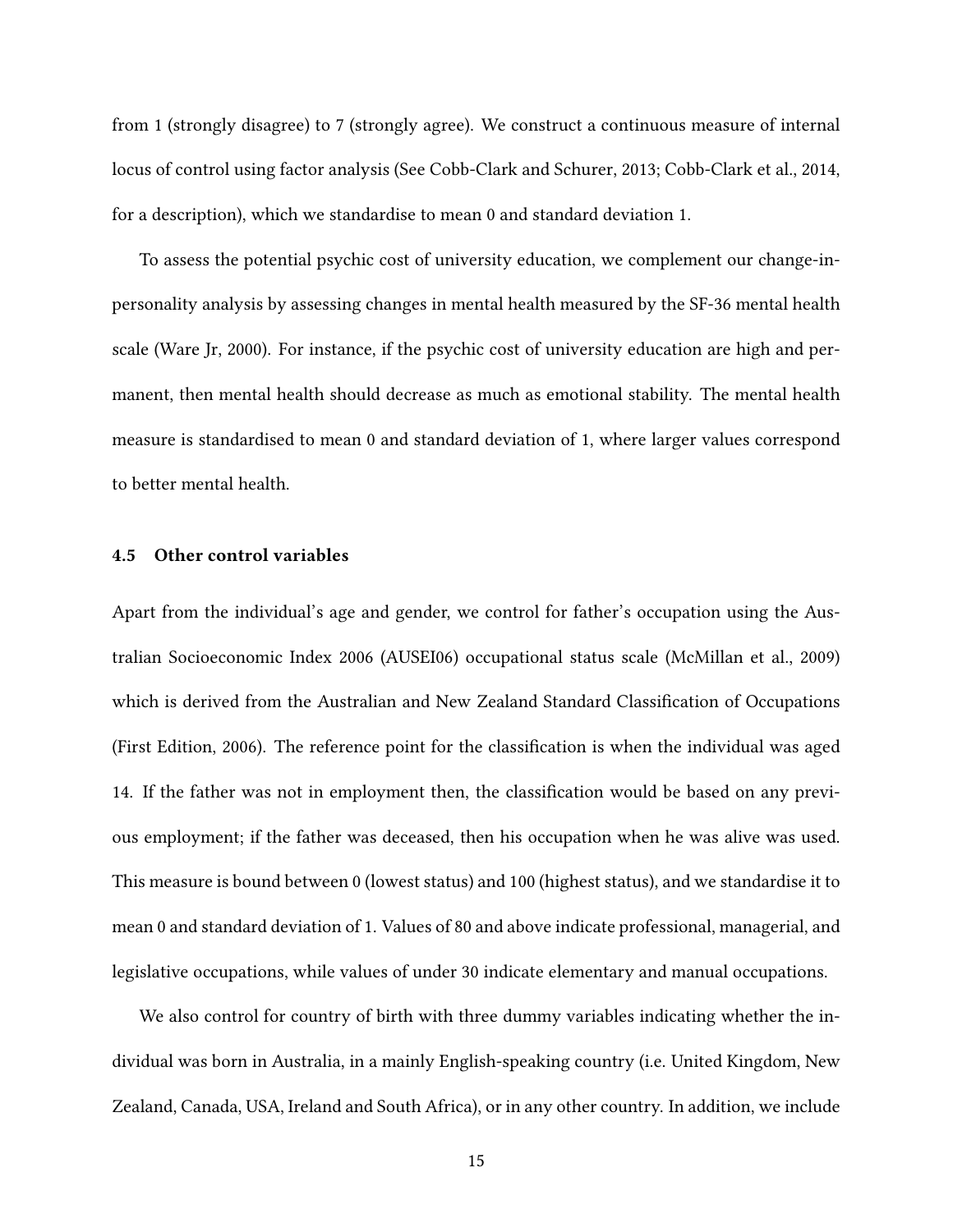from 1 (strongly disagree) to 7 (strongly agree). We construct a continuous measure of internal locus of control using factor analysis (See Cobb-Clark and Schurer, 2013; Cobb-Clark et al., 2014, for a description), which we standardise to mean 0 and standard deviation 1.

To assess the potential psychic cost of university education, we complement our change-in-personality analysis by assessing changes in mental health measured by the SF-36 mental health scale (Ware Jr, 2000). For instance, if the psychic cost of university education are high and permanent, then mental health should decrease as much as emotional stability. The mental health measure is standardised to mean 0 and standard deviation of 1, where larger values correspond to better mental health.

### 4.5 Other control variables

Apart from the individual's age and gender, we control for father's occupation using the Australian Socioeconomic Index 2006 (AUSEI06) occupational status scale (McMillan et al., 2009) which is derived from the Australian and New Zealand Standard Classification of Occupations (First Edition, 2006). The reference point for the classification is when the individual was aged 14. If the father was not in employment then, the classification would be based on any previous employment; if the father was deceased, then his occupation when he was alive was used. This measure is bound between 0 (lowest status) and 100 (highest status), and we standardise it to mean 0 and standard deviation of 1. Values of 80 and above indicate professional, managerial, and legislative occupations, while values of under 30 indicate elementary and manual occupations.

We also control for country of birth with three dummy variables indicating whether the individual was born in Australia, in a mainly English-speaking country (i.e. United Kingdom, New Zealand, Canada, USA, Ireland and South Africa), or in any other country. In addition, we include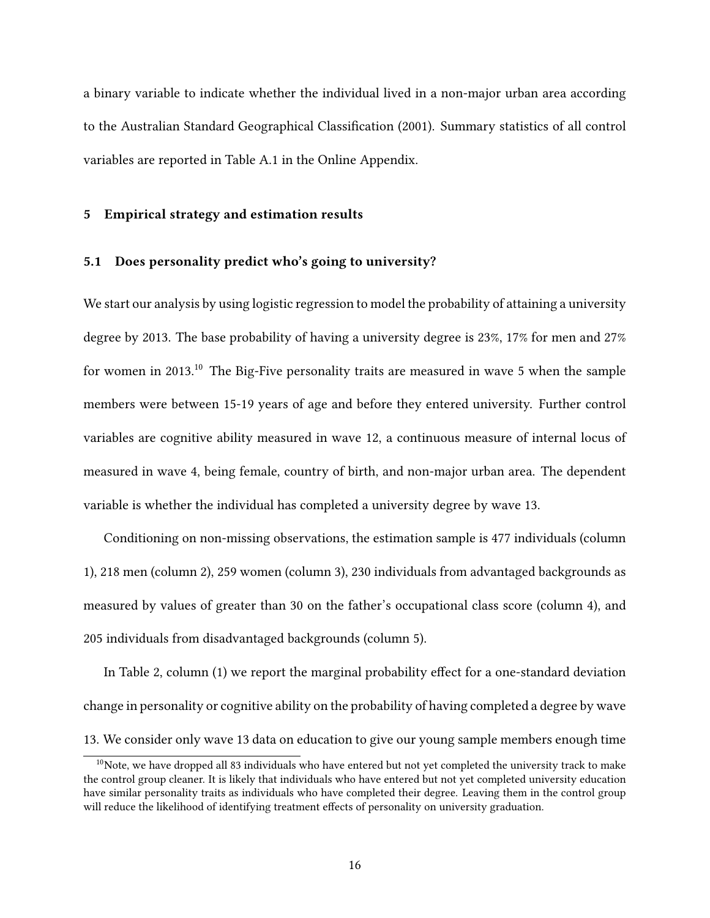a binary variable to indicate whether the individual lived in a non-major urban area according to the Australian Standard Geographical Classification (2001). Summary statistics of all control variables are reported in Table A.1 in the Online Appendix.

## 5 Empirical strategy and estimation results

### 5.1 Does personality predict who's going to university?

We start our analysis by using logistic regression to model the probability of attaining a university degree by 2013. The base probability of having a university degree is 23%, 17% for men and 27% for women in 2013.[10] The Big-Five personality traits are measured in wave 5 when the sample members were between 15-19 years of age and before they entered university. Further control variables are cognitive ability measured in wave 12, a continuous measure of internal locus of measured in wave 4, being female, country of birth, and non-major urban area. The dependent variable is whether the individual has completed a university degree by wave 13.

Conditioning on non-missing observations, the estimation sample is 477 individuals (column 1), 218 men (column 2), 259 women (column 3), 230 individuals from advantaged backgrounds as measured by values of greater than 30 on the father's occupational class score (column 4), and 205 individuals from disadvantaged backgrounds (column 5).

In Table 2, column (1) we report the marginal probability effect for a one-standard deviation change in personality or cognitive ability on the probability of having completed a degree by wave 13. We consider only wave 13 data on education to give our young sample members enough time

[10] Note, we have dropped all 83 individuals who have entered but not yet completed the university track to make the control group cleaner. It is likely that individuals who have entered but not yet completed university education have similar personality traits as individuals who have completed their degree. Leaving them in the control group will reduce the likelihood of identifying treatment effects of personality on university graduation.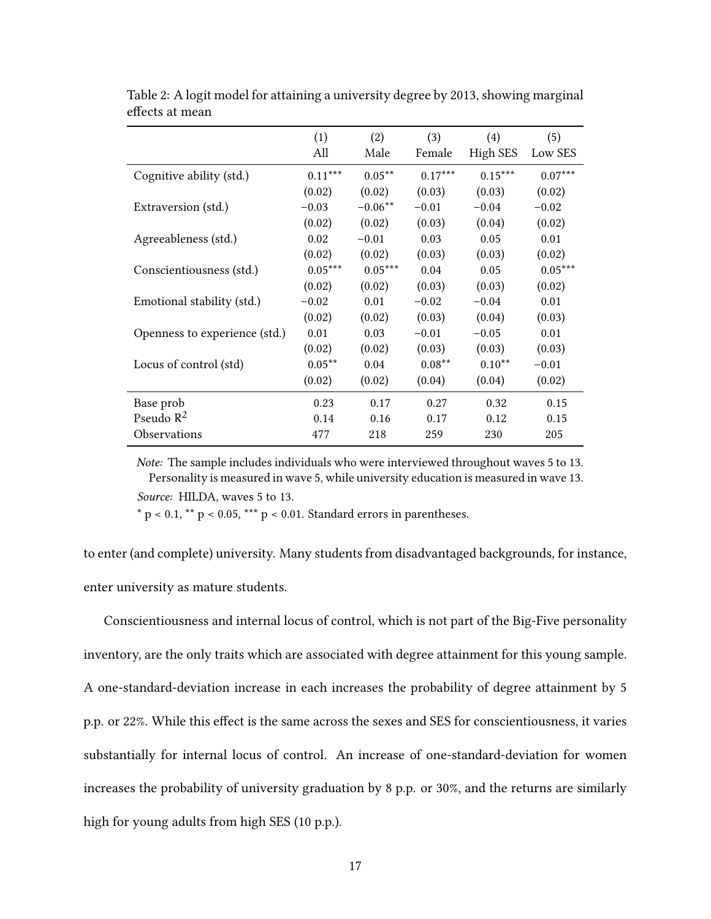Table 2: A logit model for attaining a university degree by 2013, showing marginal effects at mean

| | (1) | (2) | (3) | (4) | (5) |
|---|---|---|---|---|---|
| | All | Male | Female | High SES | Low SES |
| Cognitive ability (std.) | 0.11*** | 0.05** | 0.17*** | 0.15*** | 0.07*** |
| | (0.02) | (0.02) | (0.03) | (0.03) | (0.02) |
| Extraversion (std.) | −0.03 | −0.06** | −0.01 | −0.04 | −0.02 |
| | (0.02) | (0.02) | (0.03) | (0.04) | (0.02) |
| Agreeableness (std.) | 0.02 | −0.01 | 0.03 | 0.05 | 0.01 |
| | (0.02) | (0.02) | (0.03) | (0.03) | (0.02) |
| Conscientiousness (std.) | 0.05*** | 0.05*** | 0.04 | 0.05 | 0.05*** |
| | (0.02) | (0.02) | (0.03) | (0.03) | (0.02) |
| Emotional stability (std.) | −0.02 | 0.01 | −0.02 | −0.04 | 0.01 |
| | (0.02) | (0.02) | (0.03) | (0.04) | (0.03) |
| Openness to experience (std.) | 0.01 | 0.03 | −0.01 | −0.05 | 0.01 |
| | (0.02) | (0.02) | (0.03) | (0.03) | (0.03) |
| Locus of control (std) | 0.05** | 0.04 | 0.08** | 0.10** | −0.01 |
| | (0.02) | (0.02) | (0.04) | (0.04) | (0.02) |
| Base prob | 0.23 | 0.17 | 0.27 | 0.32 | 0.15 |
| Pseudo $R^2$ | 0.14 | 0.16 | 0.17 | 0.12 | 0.15 |
| Observations | 477 | 218 | 259 | 230 | 205 |

*Note:* The sample includes individuals who were interviewed throughout waves 5 to 13. Personality is measured in wave 5, while university education is measured in wave 13.

*Source:* HILDA, waves 5 to 13.

* $p < 0.1$, ** $p < 0.05$, *** $p < 0.01$. Standard errors in parentheses.

to enter (and complete) university. Many students from disadvantaged backgrounds, for instance, enter university as mature students.

Conscientiousness and internal locus of control, which is not part of the Big-Five personality inventory, are the only traits which are associated with degree attainment for this young sample. A one-standard-deviation increase in each increases the probability of degree attainment by 5 p.p. or 22%. While this effect is the same across the sexes and SES for conscientiousness, it varies substantially for internal locus of control. An increase of one-standard-deviation for women increases the probability of university graduation by 8 p.p. or 30%, and the returns are similarly high for young adults from high SES (10 p.p.).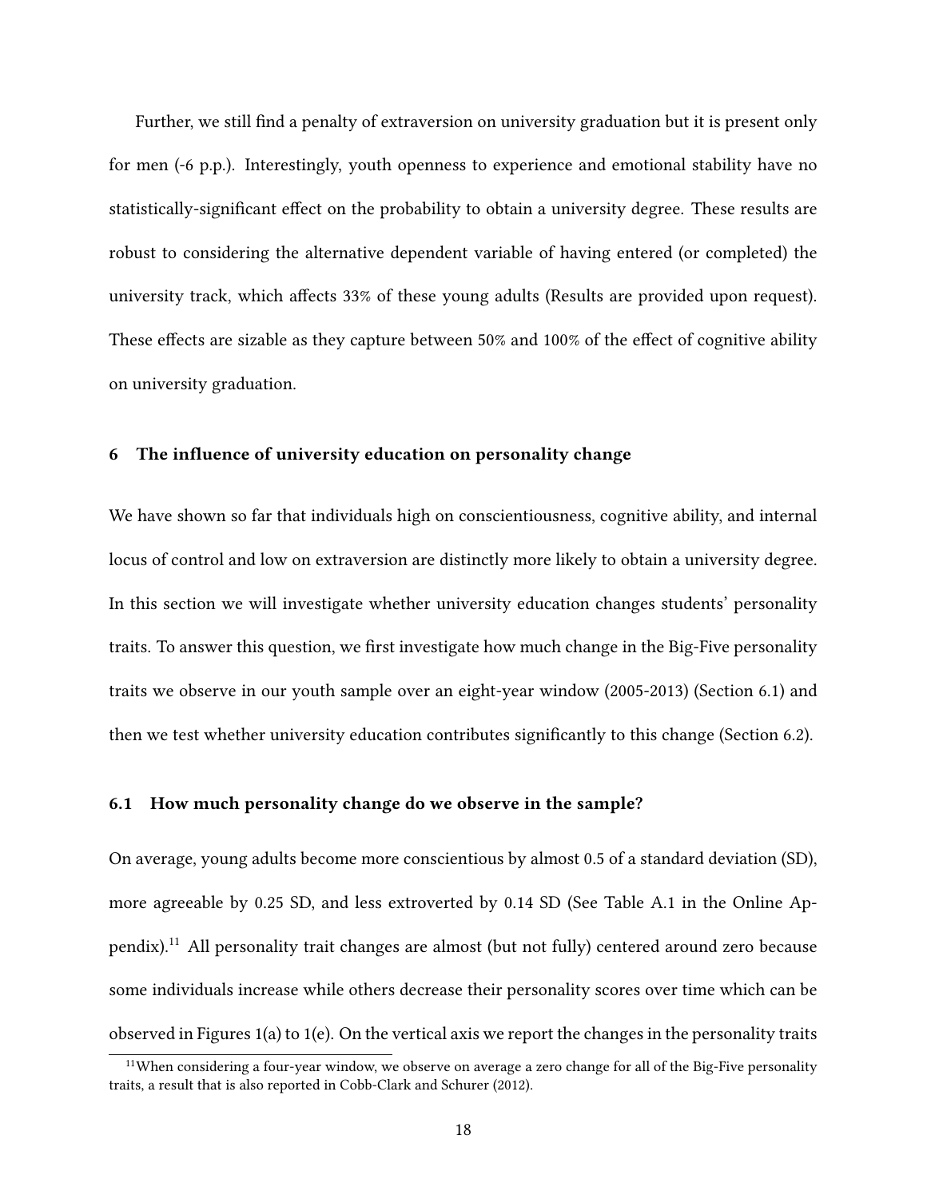Further, we still find a penalty of extraversion on university graduation but it is present only for men (-6 p.p.). Interestingly, youth openness to experience and emotional stability have no statistically-significant effect on the probability to obtain a university degree. These results are robust to considering the alternative dependent variable of having entered (or completed) the university track, which affects 33% of these young adults (Results are provided upon request). These effects are sizable as they capture between 50% and 100% of the effect of cognitive ability on university graduation.

## 6 The influence of university education on personality change

We have shown so far that individuals high on conscientiousness, cognitive ability, and internal locus of control and low on extraversion are distinctly more likely to obtain a university degree. In this section we will investigate whether university education changes students' personality traits. To answer this question, we first investigate how much change in the Big-Five personality traits we observe in our youth sample over an eight-year window (2005-2013) (Section 6.1) and then we test whether university education contributes significantly to this change (Section 6.2).

### 6.1 How much personality change do we observe in the sample?

On average, young adults become more conscientious by almost 0.5 of a standard deviation (SD), more agreeable by 0.25 SD, and less extroverted by 0.14 SD (See Table A.1 in the Online Appendix).[11] All personality trait changes are almost (but not fully) centered around zero because some individuals increase while others decrease their personality scores over time which can be observed in Figures 1(a) to 1(e). On the vertical axis we report the changes in the personality traits

[11] When considering a four-year window, we observe on average a zero change for all of the Big-Five personality traits, a result that is also reported in Cobb-Clark and Schurer (2012).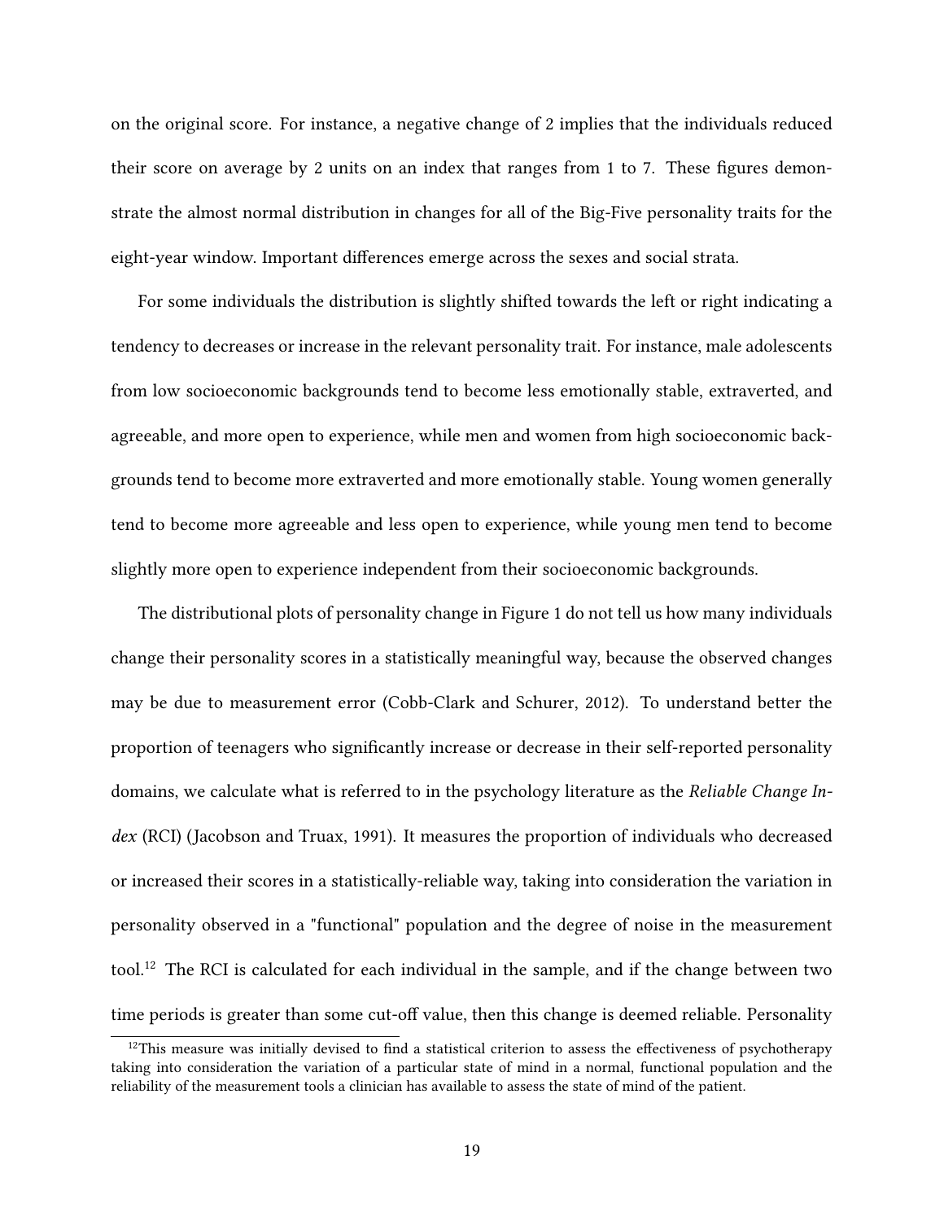on the original score. For instance, a negative change of 2 implies that the individuals reduced their score on average by 2 units on an index that ranges from 1 to 7. These figures demonstrate the almost normal distribution in changes for all of the Big-Five personality traits for the eight-year window. Important differences emerge across the sexes and social strata.

For some individuals the distribution is slightly shifted towards the left or right indicating a tendency to decreases or increase in the relevant personality trait. For instance, male adolescents from low socioeconomic backgrounds tend to become less emotionally stable, extraverted, and agreeable, and more open to experience, while men and women from high socioeconomic backgrounds tend to become more extraverted and more emotionally stable. Young women generally tend to become more agreeable and less open to experience, while young men tend to become slightly more open to experience independent from their socioeconomic backgrounds.

The distributional plots of personality change in Figure 1 do not tell us how many individuals change their personality scores in a statistically meaningful way, because the observed changes may be due to measurement error (Cobb-Clark and Schurer, 2012). To understand better the proportion of teenagers who significantly increase or decrease in their self-reported personality domains, we calculate what is referred to in the psychology literature as the *Reliable Change Index* (RCI) (Jacobson and Truax, 1991). It measures the proportion of individuals who decreased or increased their scores in a statistically-reliable way, taking into consideration the variation in personality observed in a "functional" population and the degree of noise in the measurement tool.[12] The RCI is calculated for each individual in the sample, and if the change between two time periods is greater than some cut-off value, then this change is deemed reliable. Personality

[12]This measure was initially devised to find a statistical criterion to assess the effectiveness of psychotherapy taking into consideration the variation of a particular state of mind in a normal, functional population and the reliability of the measurement tools a clinician has available to assess the state of mind of the patient.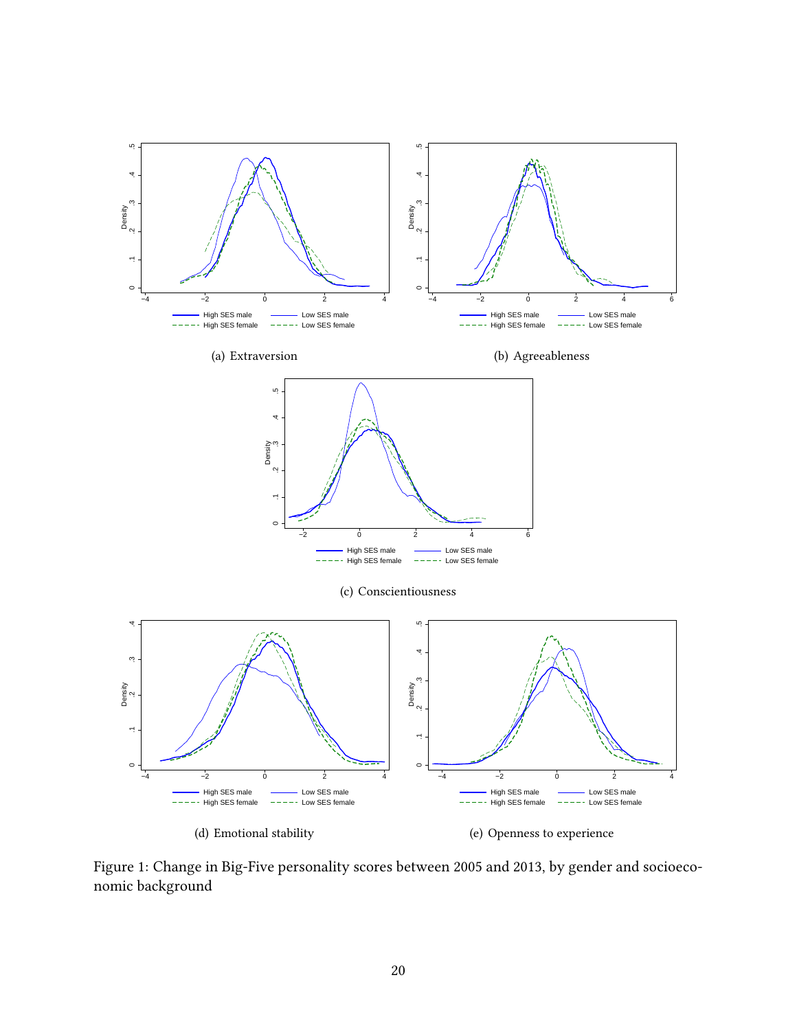(a) Extraversion

(b) Agreeableness

(c) Conscientiousness

(d) Emotional stability

(e) Openness to experience

Figure 1: Change in Big-Five personality scores between 2005 and 2013, by gender and socioeconomic background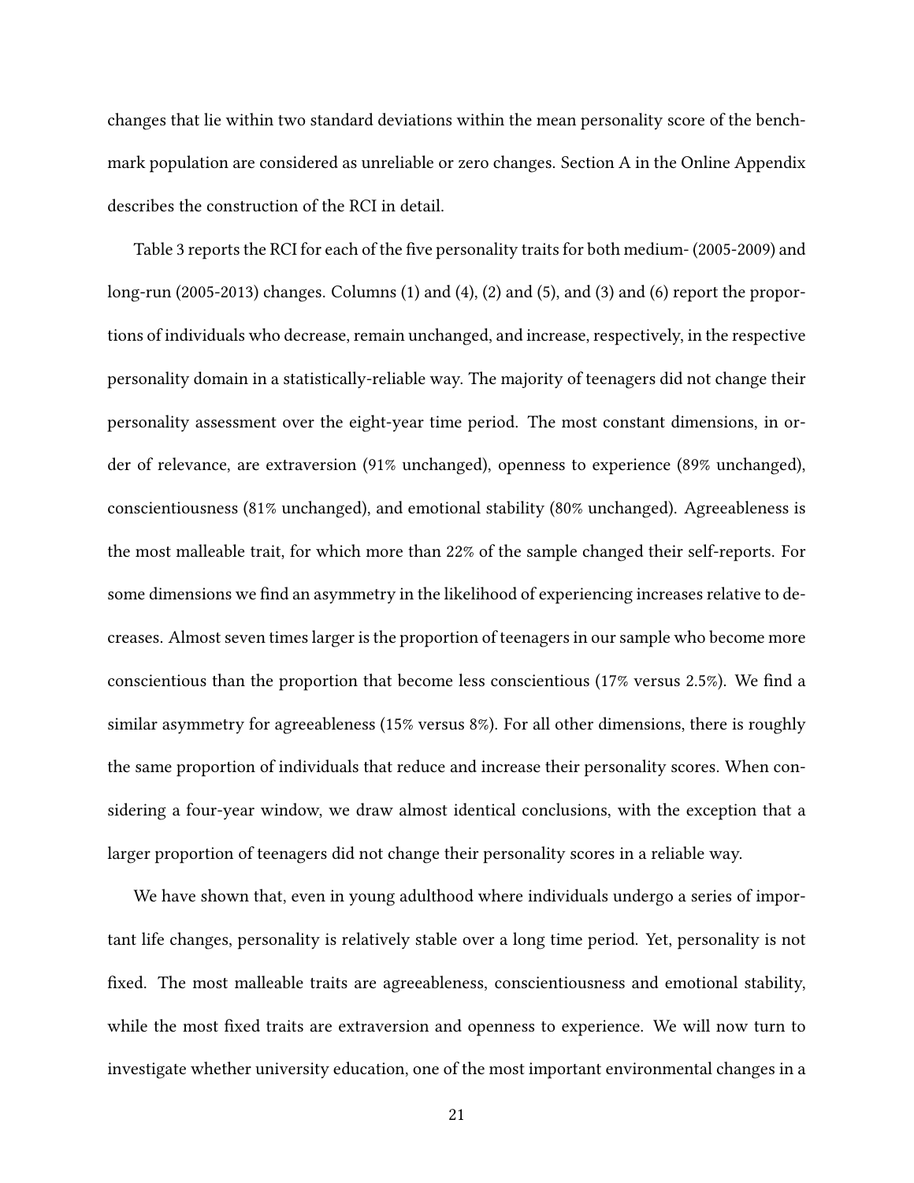changes that lie within two standard deviations within the mean personality score of the benchmark population are considered as unreliable or zero changes. Section A in the Online Appendix describes the construction of the RCI in detail.

Table 3 reports the RCI for each of the five personality traits for both medium- (2005-2009) and long-run (2005-2013) changes. Columns (1) and (4), (2) and (5), and (3) and (6) report the proportions of individuals who decrease, remain unchanged, and increase, respectively, in the respective personality domain in a statistically-reliable way. The majority of teenagers did not change their personality assessment over the eight-year time period. The most constant dimensions, in order of relevance, are extraversion (91% unchanged), openness to experience (89% unchanged), conscientiousness (81% unchanged), and emotional stability (80% unchanged). Agreeableness is the most malleable trait, for which more than 22% of the sample changed their self-reports. For some dimensions we find an asymmetry in the likelihood of experiencing increases relative to decreases. Almost seven times larger is the proportion of teenagers in our sample who become more conscientious than the proportion that become less conscientious (17% versus 2.5%). We find a similar asymmetry for agreeableness (15% versus 8%). For all other dimensions, there is roughly the same proportion of individuals that reduce and increase their personality scores. When considering a four-year window, we draw almost identical conclusions, with the exception that a larger proportion of teenagers did not change their personality scores in a reliable way.

We have shown that, even in young adulthood where individuals undergo a series of important life changes, personality is relatively stable over a long time period. Yet, personality is not fixed. The most malleable traits are agreeableness, conscientiousness and emotional stability, while the most fixed traits are extraversion and openness to experience. We will now turn to investigate whether university education, one of the most important environmental changes in a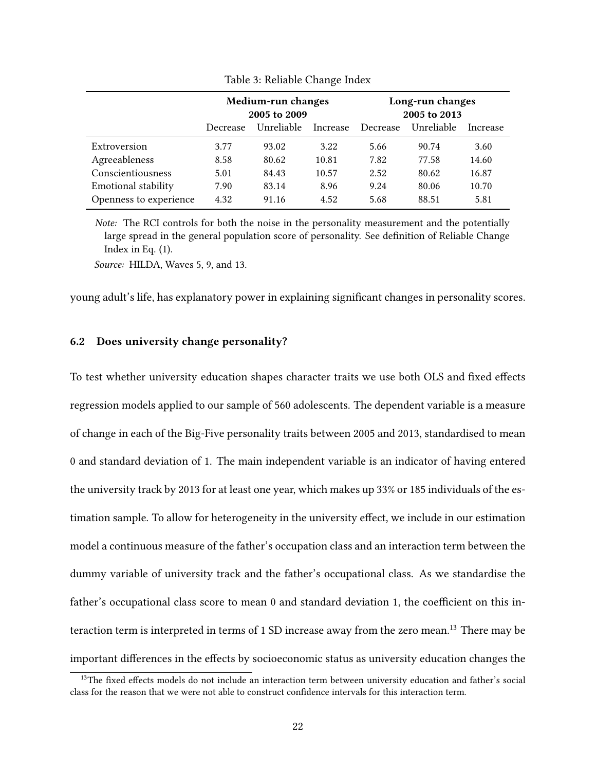Table 3: Reliable Change Index

| | Medium-run changes 2005 to 2009 | | | Long-run changes 2005 to 2013 | | |
|---|---|---|---|---|---|---|
| | Decrease | Unreliable | Increase | Decrease | Unreliable | Increase |
| Extroversion | 3.77 | 93.02 | 3.22 | 5.66 | 90.74 | 3.60 |
| Agreeableness | 8.58 | 80.62 | 10.81 | 7.82 | 77.58 | 14.60 |
| Conscientiousness | 5.01 | 84.43 | 10.57 | 2.52 | 80.62 | 16.87 |
| Emotional stability | 7.90 | 83.14 | 8.96 | 9.24 | 80.06 | 10.70 |
| Openness to experience | 4.32 | 91.16 | 4.52 | 5.68 | 88.51 | 5.81 |

*Note:* The RCI controls for both the noise in the personality measurement and the potentially large spread in the general population score of personality. See definition of Reliable Change Index in Eq. (1).

*Source:* HILDA, Waves 5, 9, and 13.

young adult's life, has explanatory power in explaining significant changes in personality scores.

### 6.2 Does university change personality?

To test whether university education shapes character traits we use both OLS and fixed effects regression models applied to our sample of 560 adolescents. The dependent variable is a measure of change in each of the Big-Five personality traits between 2005 and 2013, standardised to mean 0 and standard deviation of 1. The main independent variable is an indicator of having entered the university track by 2013 for at least one year, which makes up 33% or 185 individuals of the estimation sample. To allow for heterogeneity in the university effect, we include in our estimation model a continuous measure of the father's occupation class and an interaction term between the dummy variable of university track and the father's occupational class. As we standardise the father's occupational class score to mean 0 and standard deviation 1, the coefficient on this interaction term is interpreted in terms of 1 SD increase away from the zero mean.[13] There may be important differences in the effects by socioeconomic status as university education changes the

[13] The fixed effects models do not include an interaction term between university education and father's social class for the reason that we were not able to construct confidence intervals for this interaction term.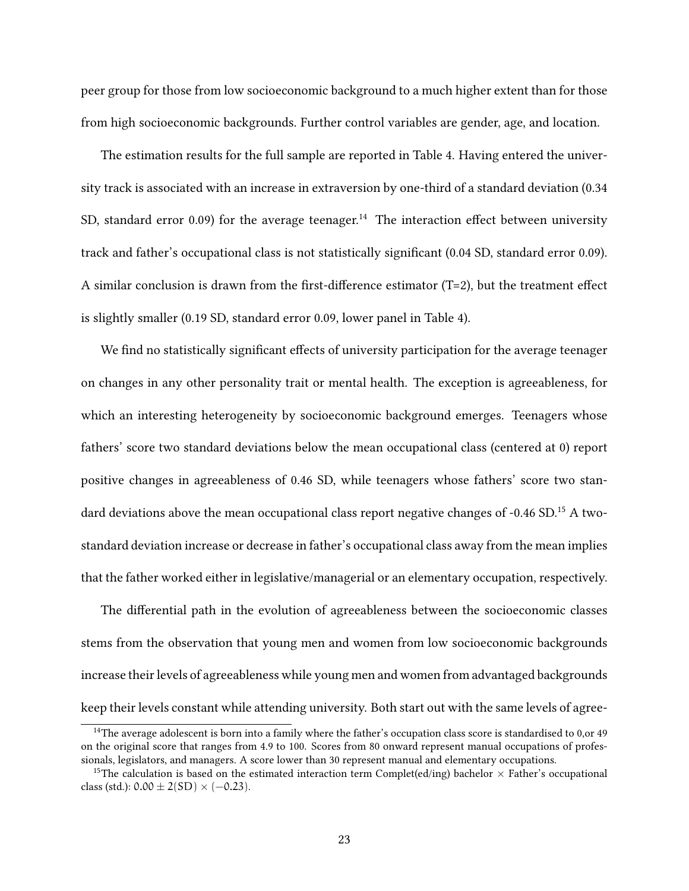peer group for those from low socioeconomic background to a much higher extent than for those from high socioeconomic backgrounds. Further control variables are gender, age, and location.

The estimation results for the full sample are reported in Table 4. Having entered the university track is associated with an increase in extraversion by one-third of a standard deviation (0.34 SD, standard error 0.09) for the average teenager.[14] The interaction effect between university track and father's occupational class is not statistically significant (0.04 SD, standard error 0.09). A similar conclusion is drawn from the first-difference estimator (T=2), but the treatment effect is slightly smaller (0.19 SD, standard error 0.09, lower panel in Table 4).

We find no statistically significant effects of university participation for the average teenager on changes in any other personality trait or mental health. The exception is agreeableness, for which an interesting heterogeneity by socioeconomic background emerges. Teenagers whose fathers' score two standard deviations below the mean occupational class (centered at 0) report positive changes in agreeableness of 0.46 SD, while teenagers whose fathers' score two standard deviations above the mean occupational class report negative changes of -0.46 SD.[15] A two-standard deviation increase or decrease in father's occupational class away from the mean implies that the father worked either in legislative/managerial or an elementary occupation, respectively.

The differential path in the evolution of agreeableness between the socioeconomic classes stems from the observation that young men and women from low socioeconomic backgrounds increase their levels of agreeableness while young men and women from advantaged backgrounds keep their levels constant while attending university. Both start out with the same levels of agree-

[14]The average adolescent is born into a family where the father's occupation class score is standardised to 0,or 49 on the original score that ranges from 4.9 to 100. Scores from 80 onward represent manual occupations of professionals, legislators, and managers. A score lower than 30 represent manual and elementary occupations.

[15]The calculation is based on the estimated interaction term Complet(ed/ing) bachelor $\times$ Father's occupational class (std.): $0.00 \pm 2(\text{SD}) \times (-0.23)$.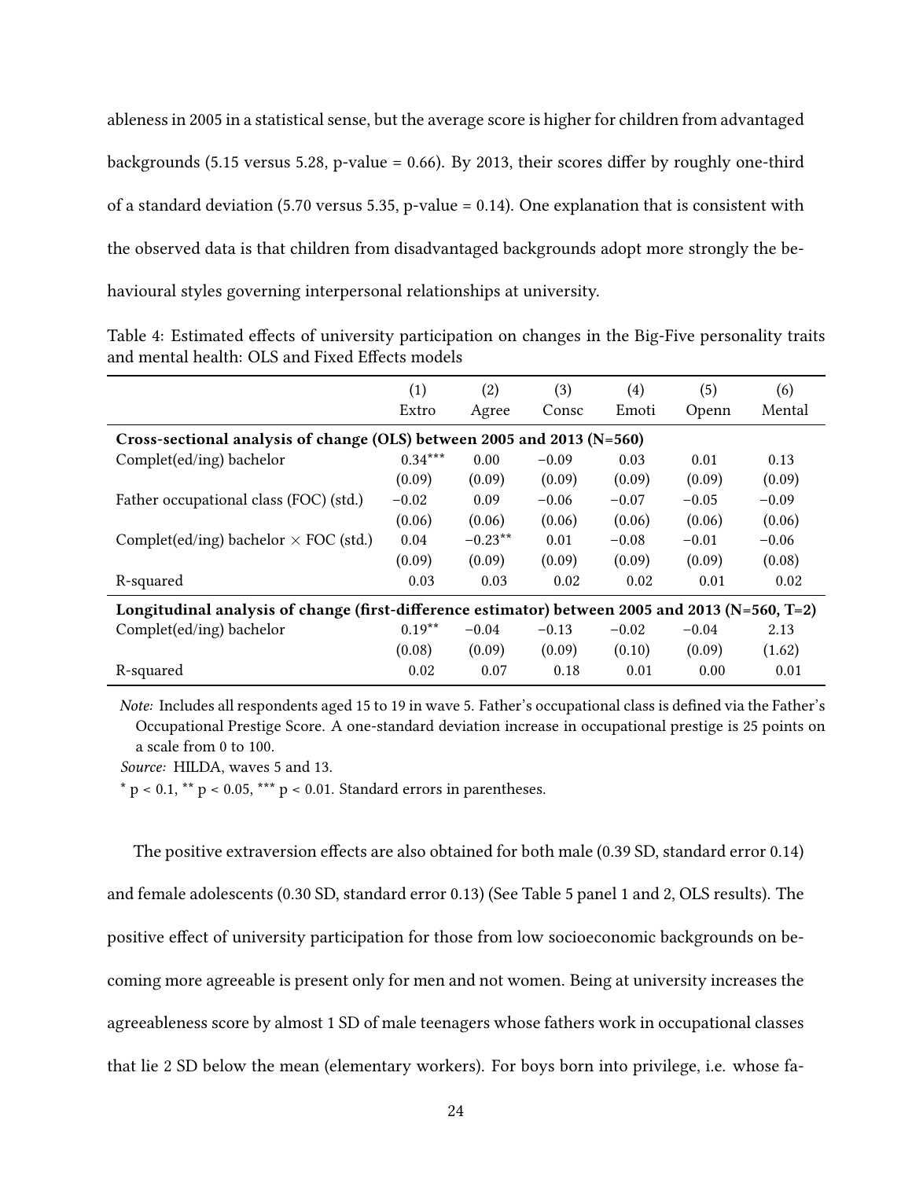ableness in 2005 in a statistical sense, but the average score is higher for children from advantaged backgrounds (5.15 versus 5.28, p-value = 0.66). By 2013, their scores differ by roughly one-third of a standard deviation (5.70 versus 5.35, p-value = 0.14). One explanation that is consistent with the observed data is that children from disadvantaged backgrounds adopt more strongly the behavioural styles governing interpersonal relationships at university.

Table 4: Estimated effects of university participation on changes in the Big-Five personality traits and mental health: OLS and Fixed Effects models

| | (1) Extro | (2) Agree | (3) Consc | (4) Emoti | (5) Openn | (6) Mental |
|---|---|---|---|---|---|---|
| **Cross-sectional analysis of change (OLS) between 2005 and 2013 (N=560)** | | | | | | |
| Complet(ed/ing) bachelor | 0.34*** | 0.00 | −0.09 | 0.03 | 0.01 | 0.13 |
| | (0.09) | (0.09) | (0.09) | (0.09) | (0.09) | (0.09) |
| Father occupational class (FOC) (std.) | −0.02 | 0.09 | −0.06 | −0.07 | −0.05 | −0.09 |
| | (0.06) | (0.06) | (0.06) | (0.06) | (0.06) | (0.06) |
| Complet(ed/ing) bachelor × FOC (std.) | 0.04 | −0.23** | 0.01 | −0.08 | −0.01 | −0.06 |
| | (0.09) | (0.09) | (0.09) | (0.09) | (0.09) | (0.08) |
| R-squared | 0.03 | 0.03 | 0.02 | 0.02 | 0.01 | 0.02 |
| **Longitudinal analysis of change (first-difference estimator) between 2005 and 2013 (N=560, T=2)** | | | | | | |
| Complet(ed/ing) bachelor | 0.19** | −0.04 | −0.13 | −0.02 | −0.04 | 2.13 |
| | (0.08) | (0.09) | (0.09) | (0.10) | (0.09) | (1.62) |
| R-squared | 0.02 | 0.07 | 0.18 | 0.01 | 0.00 | 0.01 |

*Note:* Includes all respondents aged 15 to 19 in wave 5. Father's occupational class is defined via the Father's Occupational Prestige Score. A one-standard deviation increase in occupational prestige is 25 points on a scale from 0 to 100.

*Source:* HILDA, waves 5 and 13.

* $p < 0.1$, ** $p < 0.05$, *** $p < 0.01$. Standard errors in parentheses.

The positive extraversion effects are also obtained for both male (0.39 SD, standard error 0.14) and female adolescents (0.30 SD, standard error 0.13) (See Table 5 panel 1 and 2, OLS results). The positive effect of university participation for those from low socioeconomic backgrounds on becoming more agreeable is present only for men and not women. Being at university increases the agreeableness score by almost 1 SD of male teenagers whose fathers work in occupational classes that lie 2 SD below the mean (elementary workers). For boys born into privilege, i.e. whose fa-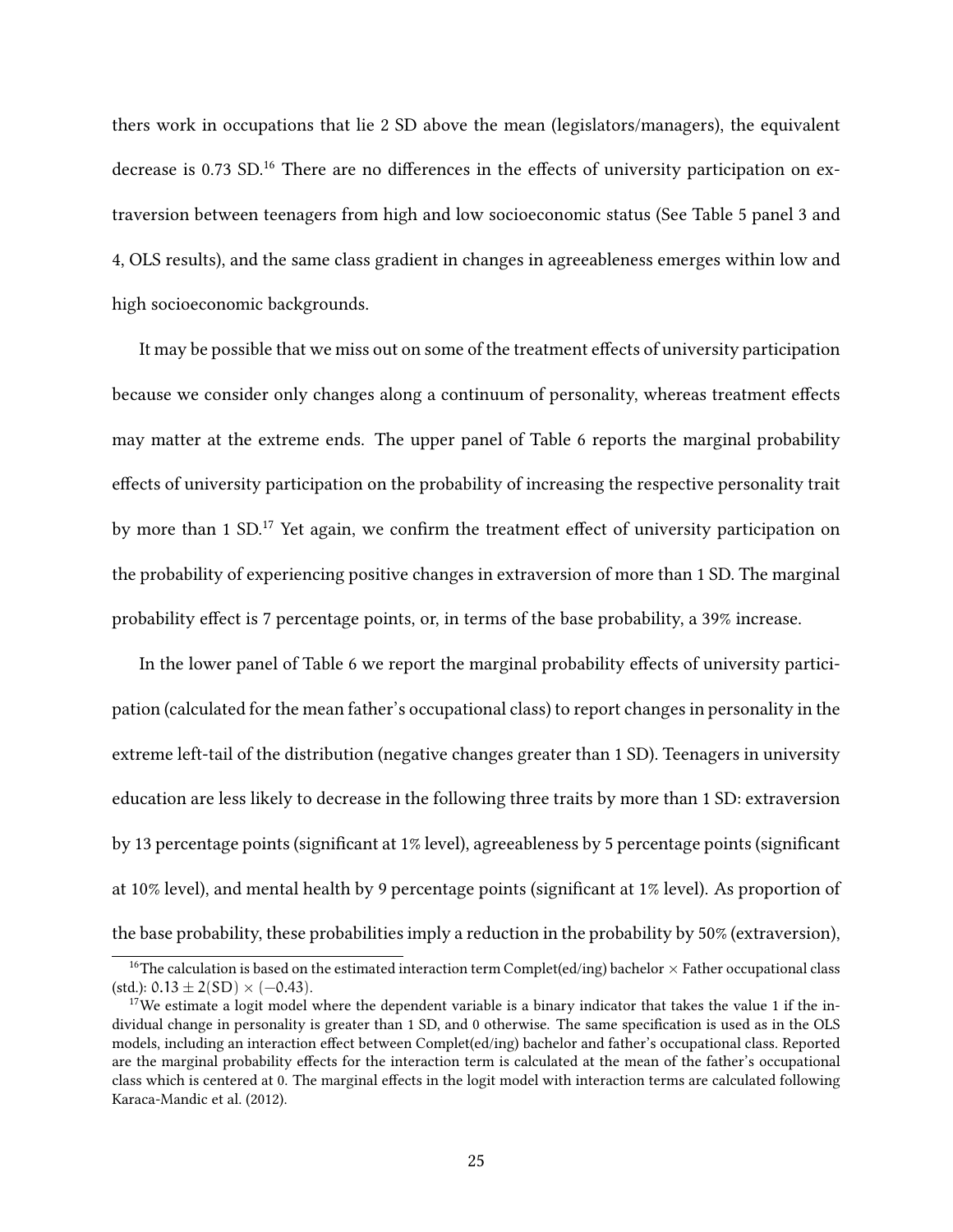thers work in occupations that lie 2 SD above the mean (legislators/managers), the equivalent decrease is 0.73 SD.[16] There are no differences in the effects of university participation on extraversion between teenagers from high and low socioeconomic status (See Table 5 panel 3 and 4, OLS results), and the same class gradient in changes in agreeableness emerges within low and high socioeconomic backgrounds.

It may be possible that we miss out on some of the treatment effects of university participation because we consider only changes along a continuum of personality, whereas treatment effects may matter at the extreme ends. The upper panel of Table 6 reports the marginal probability effects of university participation on the probability of increasing the respective personality trait by more than 1 SD.[17] Yet again, we confirm the treatment effect of university participation on the probability of experiencing positive changes in extraversion of more than 1 SD. The marginal probability effect is 7 percentage points, or, in terms of the base probability, a 39% increase.

In the lower panel of Table 6 we report the marginal probability effects of university participation (calculated for the mean father's occupational class) to report changes in personality in the extreme left-tail of the distribution (negative changes greater than 1 SD). Teenagers in university education are less likely to decrease in the following three traits by more than 1 SD: extraversion by 13 percentage points (significant at 1% level), agreeableness by 5 percentage points (significant at 10% level), and mental health by 9 percentage points (significant at 1% level). As proportion of the base probability, these probabilities imply a reduction in the probability by 50% (extraversion),

---

[16] The calculation is based on the estimated interaction term Complet(ed/ing) bachelor $\times$ Father occupational class (std.): $0.13 \pm 2(\text{SD}) \times (-0.43)$.

[17] We estimate a logit model where the dependent variable is a binary indicator that takes the value 1 if the individual change in personality is greater than 1 SD, and 0 otherwise. The same specification is used as in the OLS models, including an interaction effect between Complet(ed/ing) bachelor and father's occupational class. Reported are the marginal probability effects for the interaction term is calculated at the mean of the father's occupational class which is centered at 0. The marginal effects in the logit model with interaction terms are calculated following Karaca-Mandic et al. (2012).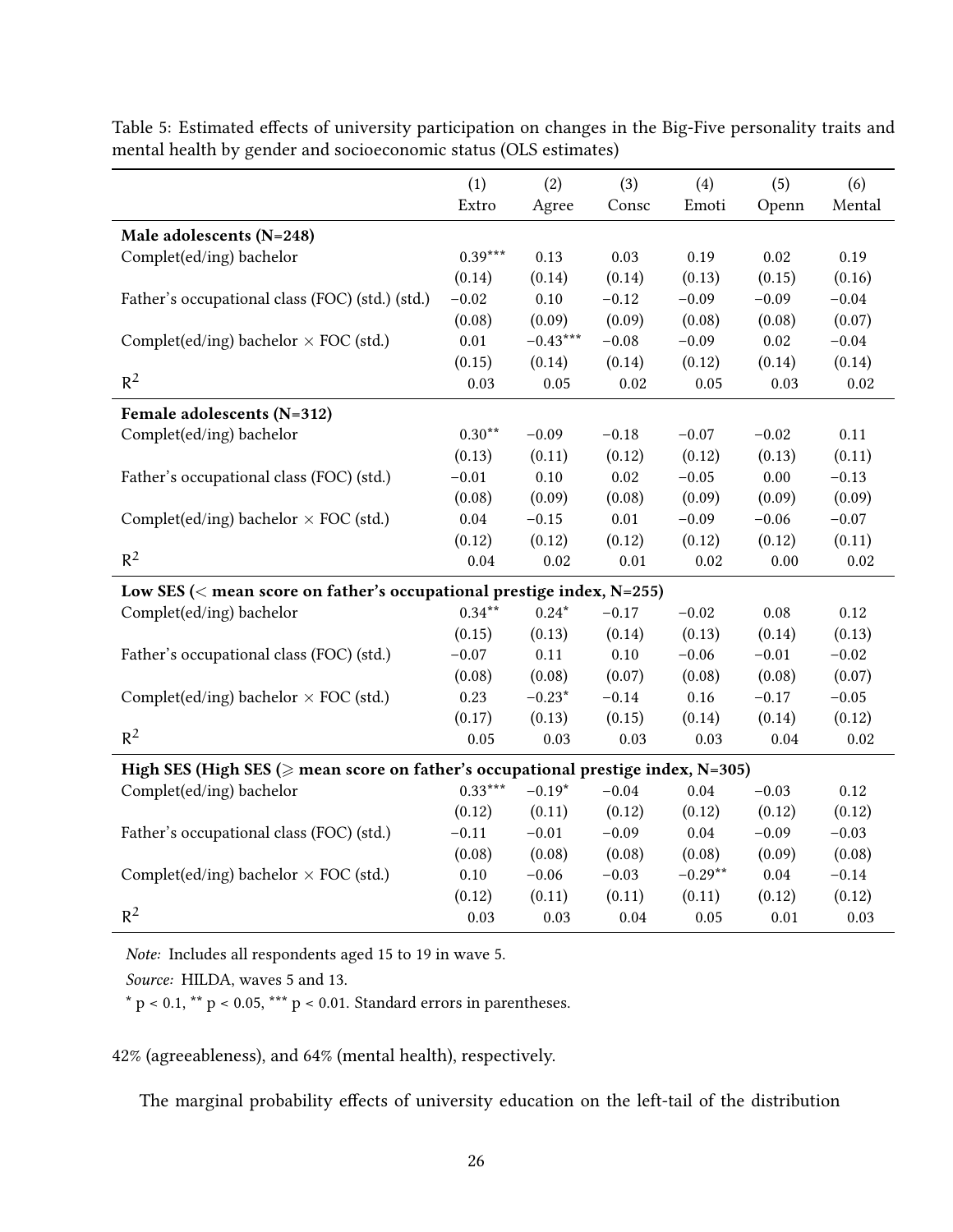Table 5: Estimated effects of university participation on changes in the Big-Five personality traits and mental health by gender and socioeconomic status (OLS estimates)

| | (1) Extro | (2) Agree | (3) Consc | (4) Emoti | (5) Openn | (6) Mental |
|---|---|---|---|---|---|---|
| **Male adolescents (N=248)** | | | | | | |
| Complet(ed/ing) bachelor | 0.39*** | 0.13 | 0.03 | 0.19 | 0.02 | 0.19 |
| | (0.14) | (0.14) | (0.14) | (0.13) | (0.15) | (0.16) |
| Father's occupational class (FOC) (std.) (std.) | −0.02 | 0.10 | −0.12 | −0.09 | −0.09 | −0.04 |
| | (0.08) | (0.09) | (0.09) | (0.08) | (0.08) | (0.07) |
| Complet(ed/ing) bachelor × FOC (std.) | 0.01 | −0.43*** | −0.08 | −0.09 | 0.02 | −0.04 |
| | (0.15) | (0.14) | (0.14) | (0.12) | (0.14) | (0.14) |
| $R^2$ | 0.03 | 0.05 | 0.02 | 0.05 | 0.03 | 0.02 |
| **Female adolescents (N=312)** | | | | | | |
| Complet(ed/ing) bachelor | 0.30** | −0.09 | −0.18 | −0.07 | −0.02 | 0.11 |
| | (0.13) | (0.11) | (0.12) | (0.12) | (0.13) | (0.11) |
| Father's occupational class (FOC) (std.) | −0.01 | 0.10 | 0.02 | −0.05 | 0.00 | −0.13 |
| | (0.08) | (0.09) | (0.08) | (0.09) | (0.09) | (0.09) |
| Complet(ed/ing) bachelor × FOC (std.) | 0.04 | −0.15 | 0.01 | −0.09 | −0.06 | −0.07 |
| | (0.12) | (0.12) | (0.12) | (0.12) | (0.12) | (0.11) |
| $R^2$ | 0.04 | 0.02 | 0.01 | 0.02 | 0.00 | 0.02 |
| **Low SES (< mean score on father's occupational prestige index, N=255)** | | | | | | |
| Complet(ed/ing) bachelor | 0.34** | 0.24* | −0.17 | −0.02 | 0.08 | 0.12 |
| | (0.15) | (0.13) | (0.14) | (0.13) | (0.14) | (0.13) |
| Father's occupational class (FOC) (std.) | −0.07 | 0.11 | 0.10 | −0.06 | −0.01 | −0.02 |
| | (0.08) | (0.08) | (0.07) | (0.08) | (0.08) | (0.07) |
| Complet(ed/ing) bachelor × FOC (std.) | 0.23 | −0.23* | −0.14 | 0.16 | −0.17 | −0.05 |
| | (0.17) | (0.13) | (0.15) | (0.14) | (0.14) | (0.12) |
| $R^2$ | 0.05 | 0.03 | 0.03 | 0.03 | 0.04 | 0.02 |
| **High SES (High SES (⩾ mean score on father's occupational prestige index, N=305)** | | | | | | |
| Complet(ed/ing) bachelor | 0.33*** | −0.19* | −0.04 | 0.04 | −0.03 | 0.12 |
| | (0.12) | (0.11) | (0.12) | (0.12) | (0.12) | (0.12) |
| Father's occupational class (FOC) (std.) | −0.11 | −0.01 | −0.09 | 0.04 | −0.09 | −0.03 |
| | (0.08) | (0.08) | (0.08) | (0.08) | (0.09) | (0.08) |
| Complet(ed/ing) bachelor × FOC (std.) | 0.10 | −0.06 | −0.03 | −0.29** | 0.04 | −0.14 |
| | (0.12) | (0.11) | (0.11) | (0.11) | (0.12) | (0.12) |
| $R^2$ | 0.03 | 0.03 | 0.04 | 0.05 | 0.01 | 0.03 |

*Note:* Includes all respondents aged 15 to 19 in wave 5.

*Source:* HILDA, waves 5 and 13.

\* $p < 0.1$, \*\* $p < 0.05$, \*\*\* $p < 0.01$. Standard errors in parentheses.

42% (agreeableness), and 64% (mental health), respectively.

The marginal probability effects of university education on the left-tail of the distribution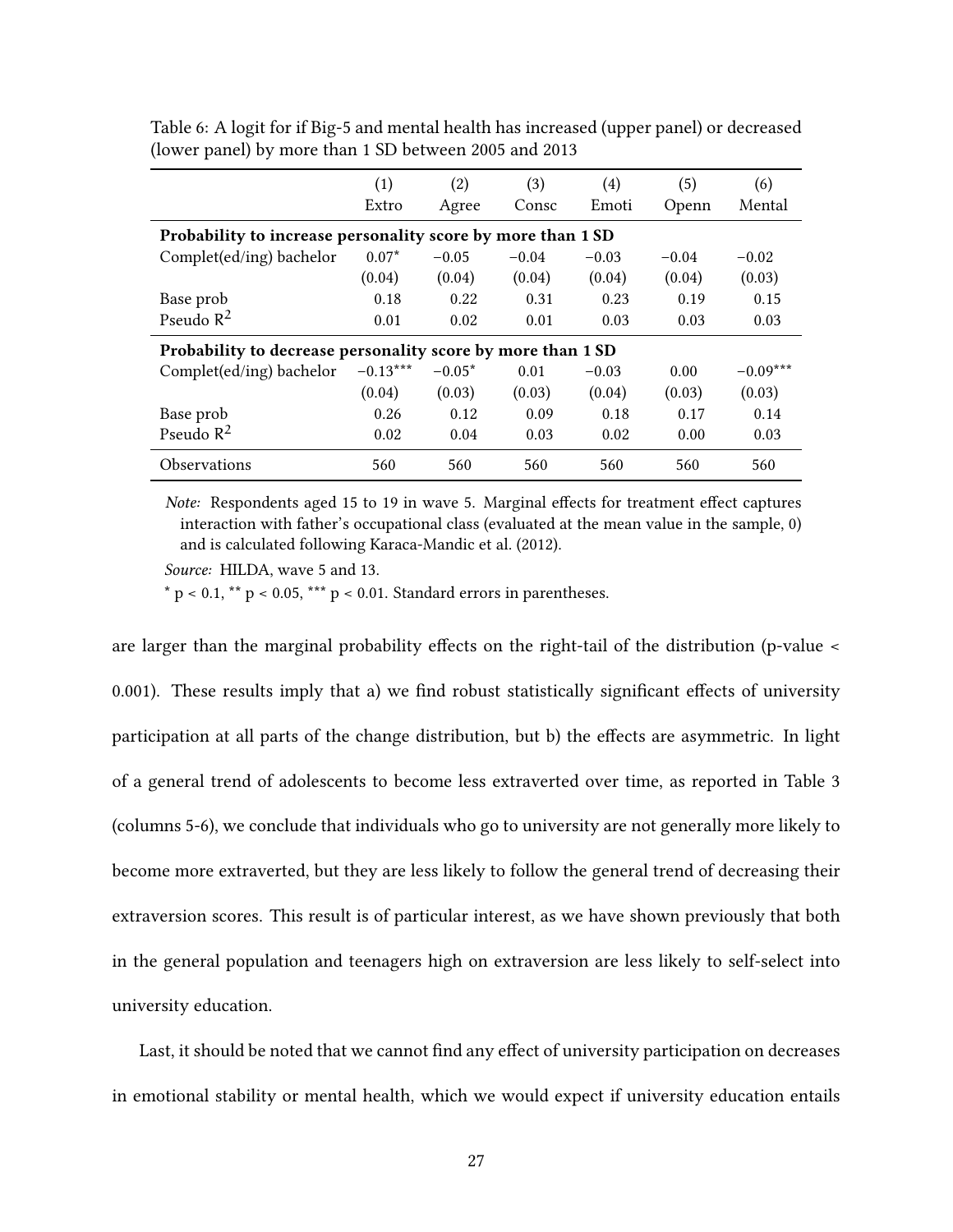Table 6: A logit for if Big-5 and mental health has increased (upper panel) or decreased (lower panel) by more than 1 SD between 2005 and 2013

| | (1) Extro | (2) Agree | (3) Consc | (4) Emoti | (5) Openn | (6) Mental |
|---|---|---|---|---|---|---|
| **Probability to increase personality score by more than 1 SD** | | | | | | |
| Complet(ed/ing) bachelor | $0.07^{*}$ | $-0.05$ | $-0.04$ | $-0.03$ | $-0.04$ | $-0.02$ |
| | (0.04) | (0.04) | (0.04) | (0.04) | (0.04) | (0.03) |
| Base prob | 0.18 | 0.22 | 0.31 | 0.23 | 0.19 | 0.15 |
| Pseudo $R^2$ | 0.01 | 0.02 | 0.01 | 0.03 | 0.03 | 0.03 |
| **Probability to decrease personality score by more than 1 SD** | | | | | | |
| Complet(ed/ing) bachelor | $-0.13^{***}$ | $-0.05^{*}$ | 0.01 | $-0.03$ | 0.00 | $-0.09^{***}$ |
| | (0.04) | (0.03) | (0.03) | (0.04) | (0.03) | (0.03) |
| Base prob | 0.26 | 0.12 | 0.09 | 0.18 | 0.17 | 0.14 |
| Pseudo $R^2$ | 0.02 | 0.04 | 0.03 | 0.02 | 0.00 | 0.03 |
| Observations | 560 | 560 | 560 | 560 | 560 | 560 |

*Note:* Respondents aged 15 to 19 in wave 5. Marginal effects for treatment effect captures interaction with father's occupational class (evaluated at the mean value in the sample, 0) and is calculated following Karaca-Mandic et al. (2012).

*Source:* HILDA, wave 5 and 13.

$^{*}$ $p < 0.1$, $^{**}$ $p < 0.05$, $^{***}$ $p < 0.01$. Standard errors in parentheses.

are larger than the marginal probability effects on the right-tail of the distribution (p-value < 0.001). These results imply that a) we find robust statistically significant effects of university participation at all parts of the change distribution, but b) the effects are asymmetric. In light of a general trend of adolescents to become less extraverted over time, as reported in Table 3 (columns 5-6), we conclude that individuals who go to university are not generally more likely to become more extraverted, but they are less likely to follow the general trend of decreasing their extraversion scores. This result is of particular interest, as we have shown previously that both in the general population and teenagers high on extraversion are less likely to self-select into university education.

Last, it should be noted that we cannot find any effect of university participation on decreases in emotional stability or mental health, which we would expect if university education entails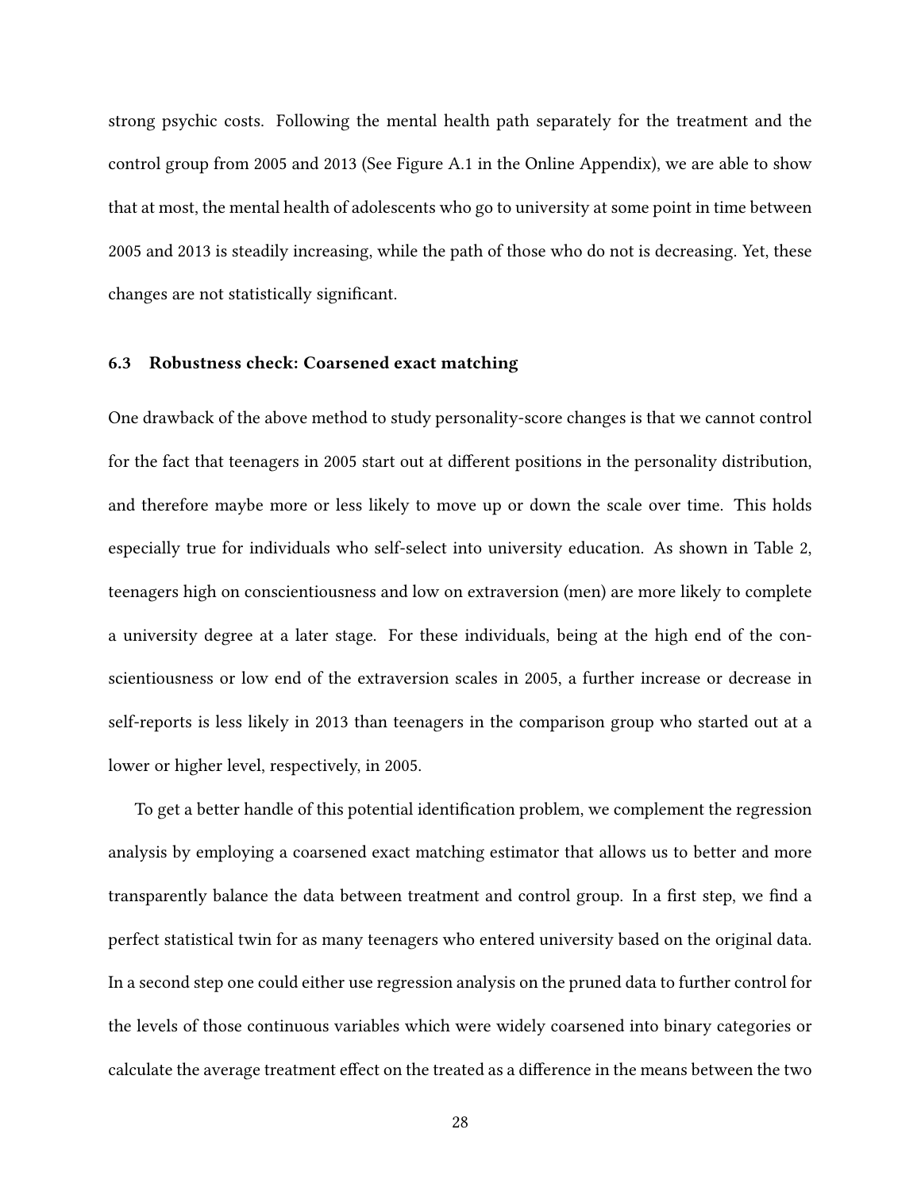strong psychic costs. Following the mental health path separately for the treatment and the control group from 2005 and 2013 (See Figure A.1 in the Online Appendix), we are able to show that at most, the mental health of adolescents who go to university at some point in time between 2005 and 2013 is steadily increasing, while the path of those who do not is decreasing. Yet, these changes are not statistically significant.

### 6.3 Robustness check: Coarsened exact matching

One drawback of the above method to study personality-score changes is that we cannot control for the fact that teenagers in 2005 start out at different positions in the personality distribution, and therefore maybe more or less likely to move up or down the scale over time. This holds especially true for individuals who self-select into university education. As shown in Table 2, teenagers high on conscientiousness and low on extraversion (men) are more likely to complete a university degree at a later stage. For these individuals, being at the high end of the conscientiousness or low end of the extraversion scales in 2005, a further increase or decrease in self-reports is less likely in 2013 than teenagers in the comparison group who started out at a lower or higher level, respectively, in 2005.

To get a better handle of this potential identification problem, we complement the regression analysis by employing a coarsened exact matching estimator that allows us to better and more transparently balance the data between treatment and control group. In a first step, we find a perfect statistical twin for as many teenagers who entered university based on the original data. In a second step one could either use regression analysis on the pruned data to further control for the levels of those continuous variables which were widely coarsened into binary categories or calculate the average treatment effect on the treated as a difference in the means between the two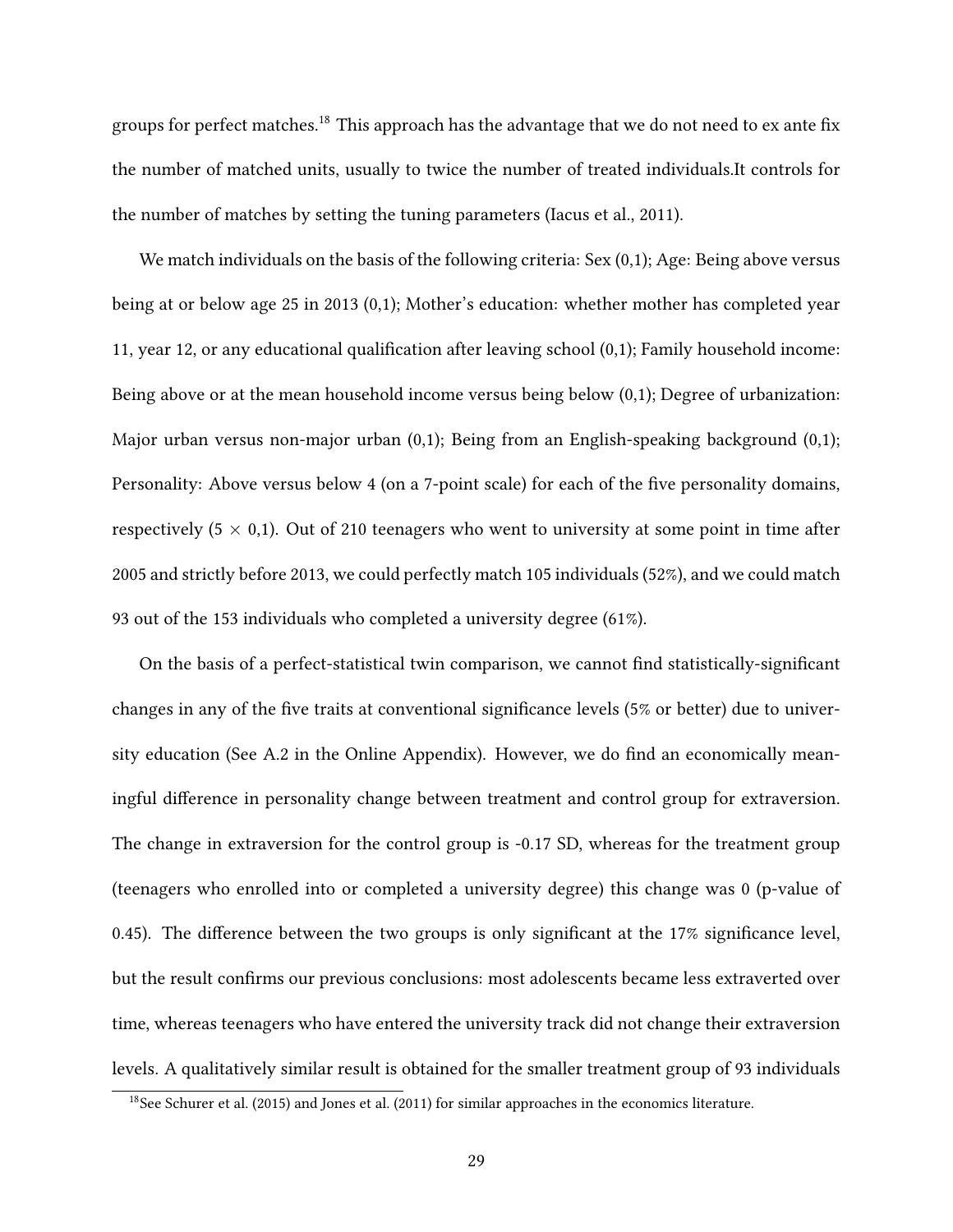groups for perfect matches.[18] This approach has the advantage that we do not need to ex ante fix the number of matched units, usually to twice the number of treated individuals.It controls for the number of matches by setting the tuning parameters (Iacus et al., 2011).

We match individuals on the basis of the following criteria: Sex (0,1); Age: Being above versus being at or below age 25 in 2013 (0,1); Mother's education: whether mother has completed year 11, year 12, or any educational qualification after leaving school (0,1); Family household income: Being above or at the mean household income versus being below (0,1); Degree of urbanization: Major urban versus non-major urban (0,1); Being from an English-speaking background (0,1); Personality: Above versus below 4 (on a 7-point scale) for each of the five personality domains, respectively ($5 \times 0{,}1$). Out of 210 teenagers who went to university at some point in time after 2005 and strictly before 2013, we could perfectly match 105 individuals (52%), and we could match 93 out of the 153 individuals who completed a university degree (61%).

On the basis of a perfect-statistical twin comparison, we cannot find statistically-significant changes in any of the five traits at conventional significance levels (5% or better) due to university education (See A.2 in the Online Appendix). However, we do find an economically meaningful difference in personality change between treatment and control group for extraversion. The change in extraversion for the control group is -0.17 SD, whereas for the treatment group (teenagers who enrolled into or completed a university degree) this change was 0 (p-value of 0.45). The difference between the two groups is only significant at the 17% significance level, but the result confirms our previous conclusions: most adolescents became less extraverted over time, whereas teenagers who have entered the university track did not change their extraversion levels. A qualitatively similar result is obtained for the smaller treatment group of 93 individuals

[18] See Schurer et al. (2015) and Jones et al. (2011) for similar approaches in the economics literature.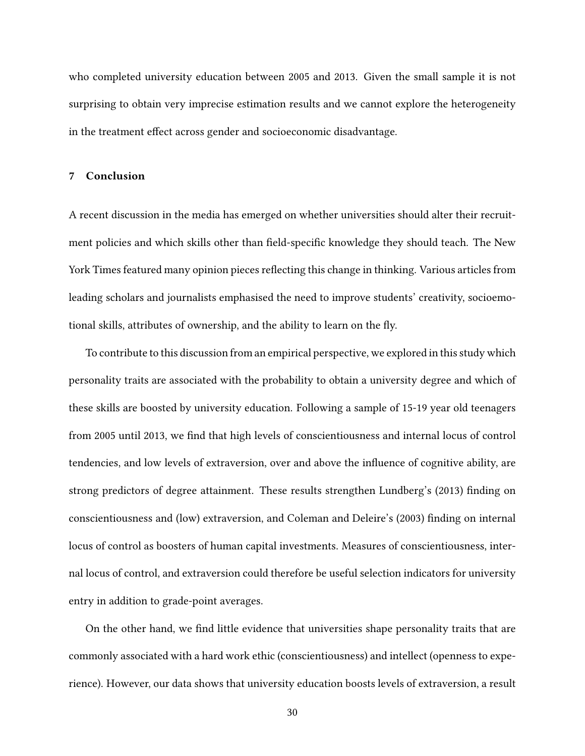who completed university education between 2005 and 2013. Given the small sample it is not surprising to obtain very imprecise estimation results and we cannot explore the heterogeneity in the treatment effect across gender and socioeconomic disadvantage.

## 7 Conclusion

A recent discussion in the media has emerged on whether universities should alter their recruitment policies and which skills other than field-specific knowledge they should teach. The New York Times featured many opinion pieces reflecting this change in thinking. Various articles from leading scholars and journalists emphasised the need to improve students' creativity, socioemotional skills, attributes of ownership, and the ability to learn on the fly.

To contribute to this discussion from an empirical perspective, we explored in this study which personality traits are associated with the probability to obtain a university degree and which of these skills are boosted by university education. Following a sample of 15-19 year old teenagers from 2005 until 2013, we find that high levels of conscientiousness and internal locus of control tendencies, and low levels of extraversion, over and above the influence of cognitive ability, are strong predictors of degree attainment. These results strengthen Lundberg's (2013) finding on conscientiousness and (low) extraversion, and Coleman and Deleire's (2003) finding on internal locus of control as boosters of human capital investments. Measures of conscientiousness, internal locus of control, and extraversion could therefore be useful selection indicators for university entry in addition to grade-point averages.

On the other hand, we find little evidence that universities shape personality traits that are commonly associated with a hard work ethic (conscientiousness) and intellect (openness to experience). However, our data shows that university education boosts levels of extraversion, a result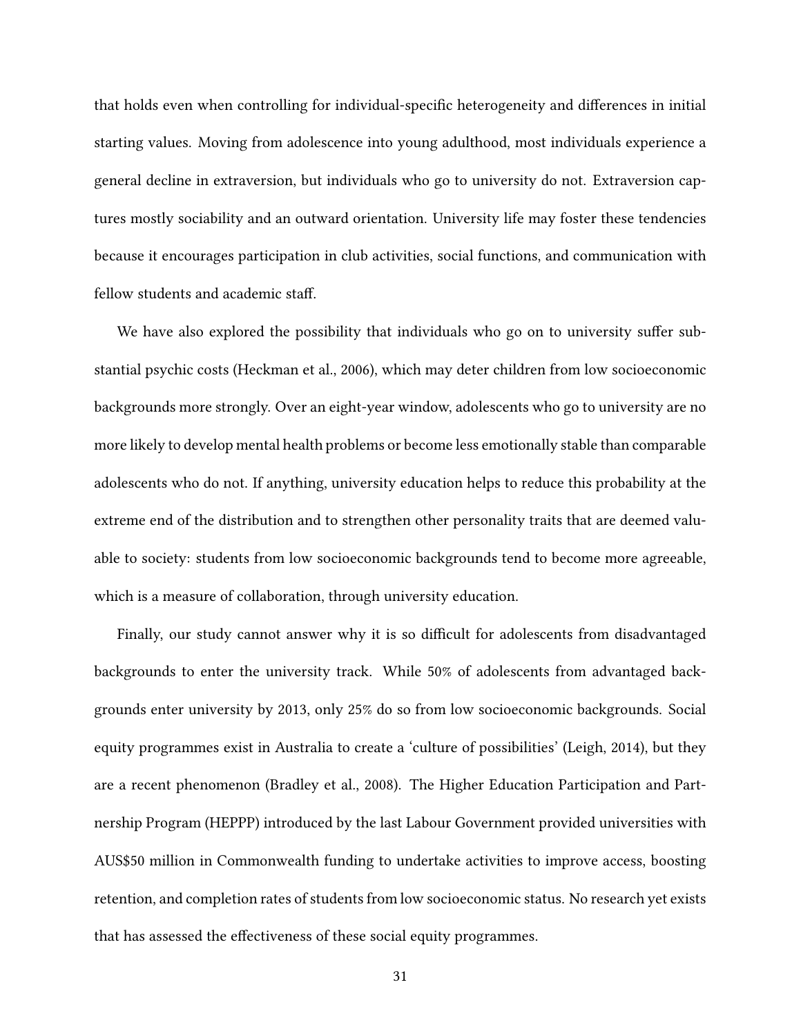that holds even when controlling for individual-specific heterogeneity and differences in initial starting values. Moving from adolescence into young adulthood, most individuals experience a general decline in extraversion, but individuals who go to university do not. Extraversion captures mostly sociability and an outward orientation. University life may foster these tendencies because it encourages participation in club activities, social functions, and communication with fellow students and academic staff.

We have also explored the possibility that individuals who go on to university suffer substantial psychic costs (Heckman et al., 2006), which may deter children from low socioeconomic backgrounds more strongly. Over an eight-year window, adolescents who go to university are no more likely to develop mental health problems or become less emotionally stable than comparable adolescents who do not. If anything, university education helps to reduce this probability at the extreme end of the distribution and to strengthen other personality traits that are deemed valuable to society: students from low socioeconomic backgrounds tend to become more agreeable, which is a measure of collaboration, through university education.

Finally, our study cannot answer why it is so difficult for adolescents from disadvantaged backgrounds to enter the university track. While 50% of adolescents from advantaged backgrounds enter university by 2013, only 25% do so from low socioeconomic backgrounds. Social equity programmes exist in Australia to create a 'culture of possibilities' (Leigh, 2014), but they are a recent phenomenon (Bradley et al., 2008). The Higher Education Participation and Partnership Program (HEPPP) introduced by the last Labour Government provided universities with AUS$50 million in Commonwealth funding to undertake activities to improve access, boosting retention, and completion rates of students from low socioeconomic status. No research yet exists that has assessed the effectiveness of these social equity programmes.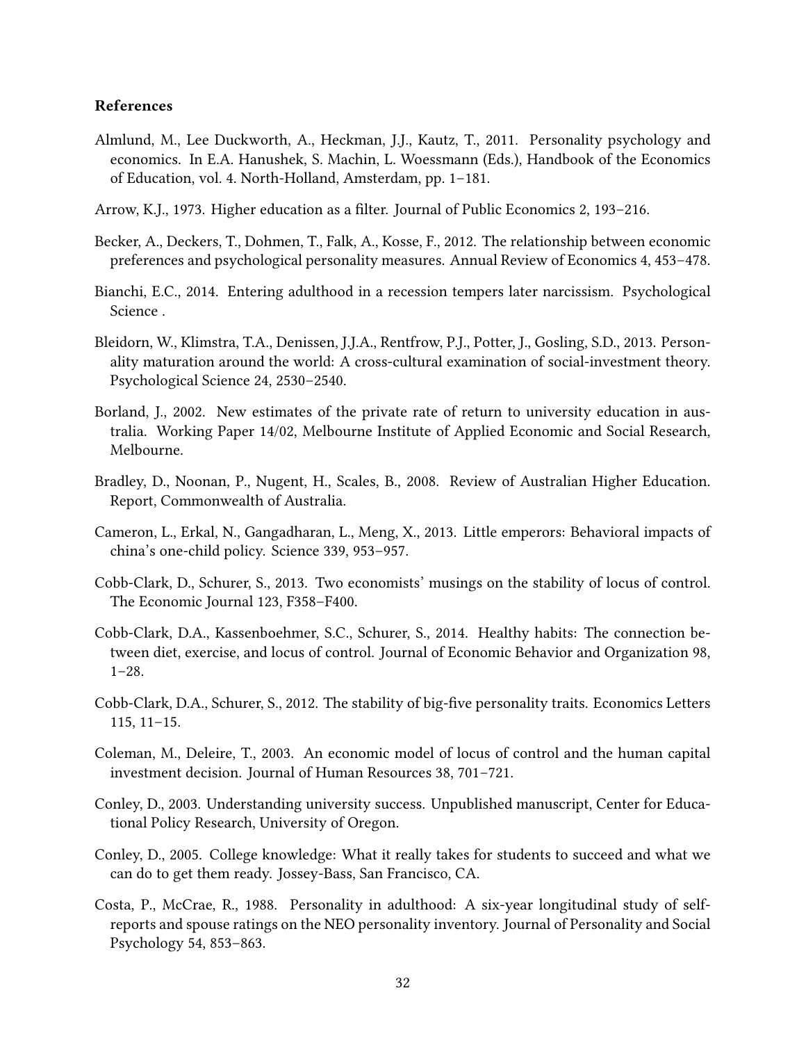### References

Almlund, M., Lee Duckworth, A., Heckman, J.J., Kautz, T., 2011. Personality psychology and economics. In E.A. Hanushek, S. Machin, L. Woessmann (Eds.), Handbook of the Economics of Education, vol. 4. North-Holland, Amsterdam, pp. 1–181.

Arrow, K.J., 1973. Higher education as a filter. Journal of Public Economics 2, 193–216.

Becker, A., Deckers, T., Dohmen, T., Falk, A., Kosse, F., 2012. The relationship between economic preferences and psychological personality measures. Annual Review of Economics 4, 453–478.

Bianchi, E.C., 2014. Entering adulthood in a recession tempers later narcissism. Psychological Science .

Bleidorn, W., Klimstra, T.A., Denissen, J.J.A., Rentfrow, P.J., Potter, J., Gosling, S.D., 2013. Personality maturation around the world: A cross-cultural examination of social-investment theory. Psychological Science 24, 2530–2540.

Borland, J., 2002. New estimates of the private rate of return to university education in australia. Working Paper 14/02, Melbourne Institute of Applied Economic and Social Research, Melbourne.

Bradley, D., Noonan, P., Nugent, H., Scales, B., 2008. Review of Australian Higher Education. Report, Commonwealth of Australia.

Cameron, L., Erkal, N., Gangadharan, L., Meng, X., 2013. Little emperors: Behavioral impacts of china's one-child policy. Science 339, 953–957.

Cobb-Clark, D., Schurer, S., 2013. Two economists' musings on the stability of locus of control. The Economic Journal 123, F358–F400.

Cobb-Clark, D.A., Kassenboehmer, S.C., Schurer, S., 2014. Healthy habits: The connection between diet, exercise, and locus of control. Journal of Economic Behavior and Organization 98, 1–28.

Cobb-Clark, D.A., Schurer, S., 2012. The stability of big-five personality traits. Economics Letters 115, 11–15.

Coleman, M., Deleire, T., 2003. An economic model of locus of control and the human capital investment decision. Journal of Human Resources 38, 701–721.

Conley, D., 2003. Understanding university success. Unpublished manuscript, Center for Educational Policy Research, University of Oregon.

Conley, D., 2005. College knowledge: What it really takes for students to succeed and what we can do to get them ready. Jossey-Bass, San Francisco, CA.

Costa, P., McCrae, R., 1988. Personality in adulthood: A six-year longitudinal study of self-reports and spouse ratings on the NEO personality inventory. Journal of Personality and Social Psychology 54, 853–863.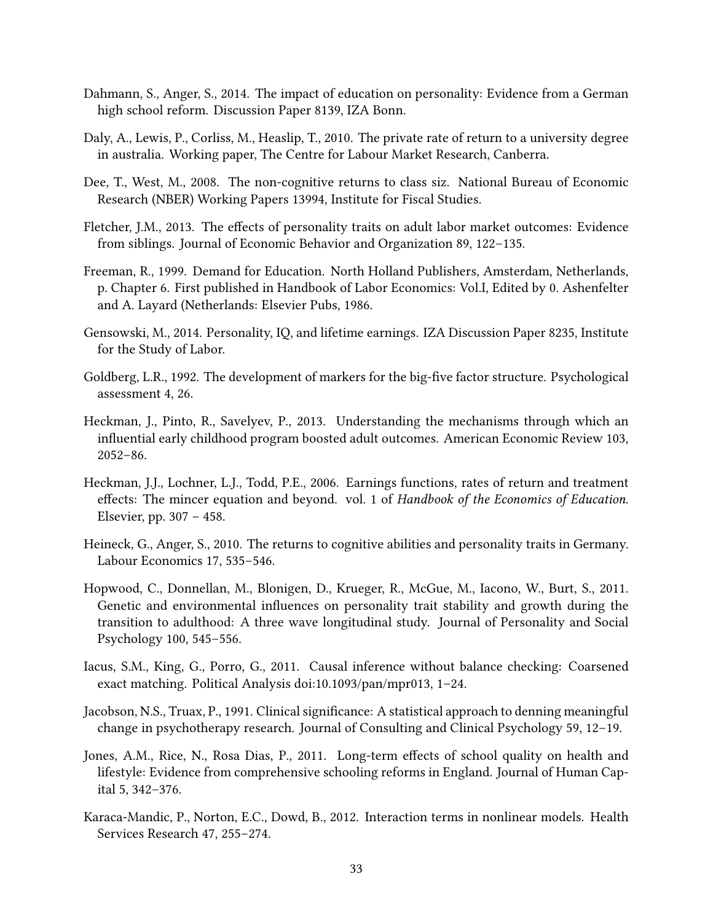Dahmann, S., Anger, S., 2014. The impact of education on personality: Evidence from a German high school reform. Discussion Paper 8139, IZA Bonn.

Daly, A., Lewis, P., Corliss, M., Heaslip, T., 2010. The private rate of return to a university degree in australia. Working paper, The Centre for Labour Market Research, Canberra.

Dee, T., West, M., 2008. The non-cognitive returns to class siz. National Bureau of Economic Research (NBER) Working Papers 13994, Institute for Fiscal Studies.

Fletcher, J.M., 2013. The effects of personality traits on adult labor market outcomes: Evidence from siblings. Journal of Economic Behavior and Organization 89, 122–135.

Freeman, R., 1999. Demand for Education. North Holland Publishers, Amsterdam, Netherlands, p. Chapter 6. First published in Handbook of Labor Economics: Vol.I, Edited by 0. Ashenfelter and A. Layard (Netherlands: Elsevier Pubs, 1986.

Gensowski, M., 2014. Personality, IQ, and lifetime earnings. IZA Discussion Paper 8235, Institute for the Study of Labor.

Goldberg, L.R., 1992. The development of markers for the big-five factor structure. Psychological assessment 4, 26.

Heckman, J., Pinto, R., Savelyev, P., 2013. Understanding the mechanisms through which an influential early childhood program boosted adult outcomes. American Economic Review 103, 2052–86.

Heckman, J.J., Lochner, L.J., Todd, P.E., 2006. Earnings functions, rates of return and treatment effects: The mincer equation and beyond. vol. 1 of *Handbook of the Economics of Education*. Elsevier, pp. 307 – 458.

Heineck, G., Anger, S., 2010. The returns to cognitive abilities and personality traits in Germany. Labour Economics 17, 535–546.

Hopwood, C., Donnellan, M., Blonigen, D., Krueger, R., McGue, M., Iacono, W., Burt, S., 2011. Genetic and environmental influences on personality trait stability and growth during the transition to adulthood: A three wave longitudinal study. Journal of Personality and Social Psychology 100, 545–556.

Iacus, S.M., King, G., Porro, G., 2011. Causal inference without balance checking: Coarsened exact matching. Political Analysis doi:10.1093/pan/mpr013, 1–24.

Jacobson, N.S., Truax, P., 1991. Clinical significance: A statistical approach to denning meaningful change in psychotherapy research. Journal of Consulting and Clinical Psychology 59, 12–19.

Jones, A.M., Rice, N., Rosa Dias, P., 2011. Long-term effects of school quality on health and lifestyle: Evidence from comprehensive schooling reforms in England. Journal of Human Capital 5, 342–376.

Karaca-Mandic, P., Norton, E.C., Dowd, B., 2012. Interaction terms in nonlinear models. Health Services Research 47, 255–274.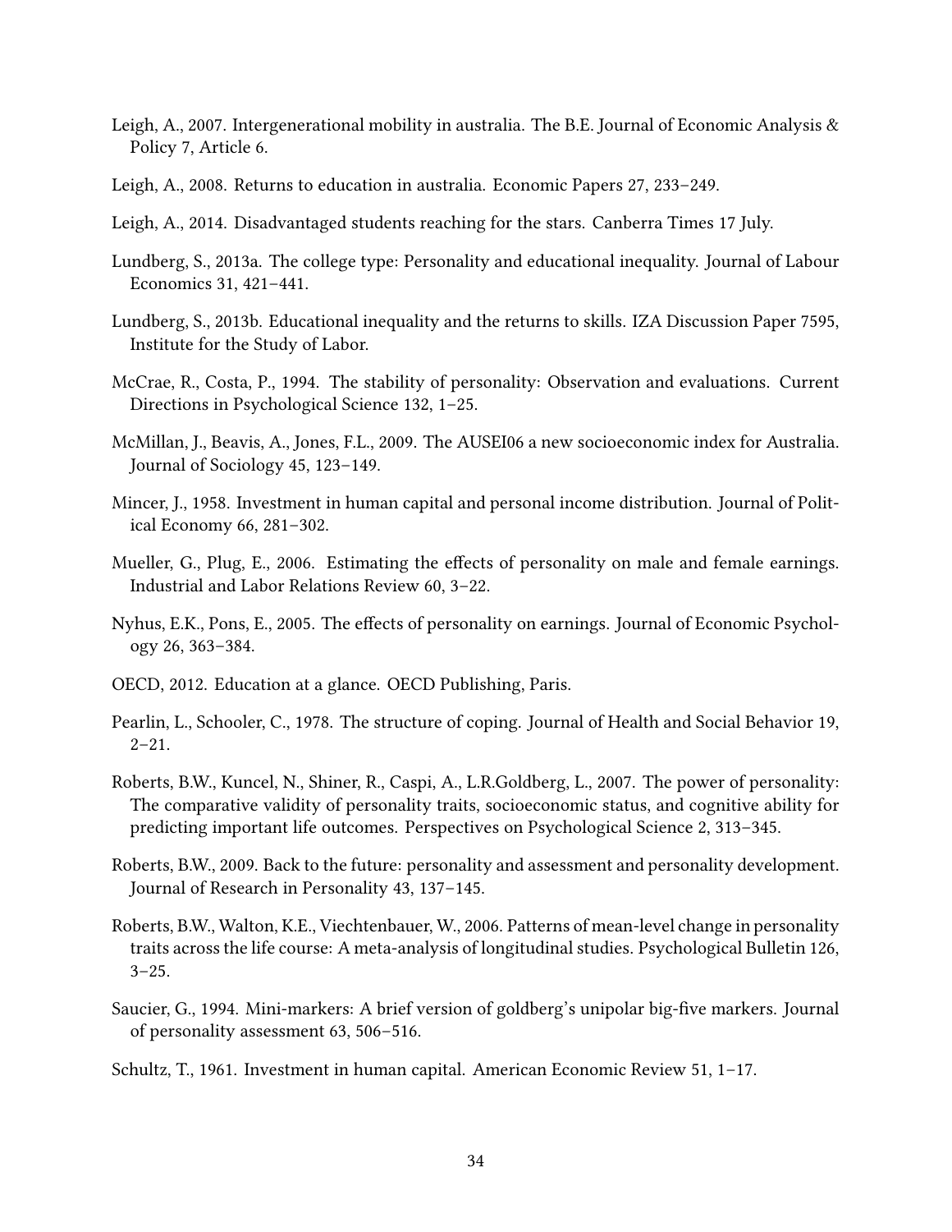Leigh, A., 2007. Intergenerational mobility in australia. The B.E. Journal of Economic Analysis & Policy 7, Article 6.

Leigh, A., 2008. Returns to education in australia. Economic Papers 27, 233–249.

Leigh, A., 2014. Disadvantaged students reaching for the stars. Canberra Times 17 July.

Lundberg, S., 2013a. The college type: Personality and educational inequality. Journal of Labour Economics 31, 421–441.

Lundberg, S., 2013b. Educational inequality and the returns to skills. IZA Discussion Paper 7595, Institute for the Study of Labor.

McCrae, R., Costa, P., 1994. The stability of personality: Observation and evaluations. Current Directions in Psychological Science 132, 1–25.

McMillan, J., Beavis, A., Jones, F.L., 2009. The AUSEI06 a new socioeconomic index for Australia. Journal of Sociology 45, 123–149.

Mincer, J., 1958. Investment in human capital and personal income distribution. Journal of Political Economy 66, 281–302.

Mueller, G., Plug, E., 2006. Estimating the effects of personality on male and female earnings. Industrial and Labor Relations Review 60, 3–22.

Nyhus, E.K., Pons, E., 2005. The effects of personality on earnings. Journal of Economic Psychology 26, 363–384.

OECD, 2012. Education at a glance. OECD Publishing, Paris.

Pearlin, L., Schooler, C., 1978. The structure of coping. Journal of Health and Social Behavior 19, 2–21.

Roberts, B.W., Kuncel, N., Shiner, R., Caspi, A., L.R.Goldberg, L., 2007. The power of personality: The comparative validity of personality traits, socioeconomic status, and cognitive ability for predicting important life outcomes. Perspectives on Psychological Science 2, 313–345.

Roberts, B.W., 2009. Back to the future: personality and assessment and personality development. Journal of Research in Personality 43, 137–145.

Roberts, B.W., Walton, K.E., Viechtenbauer, W., 2006. Patterns of mean-level change in personality traits across the life course: A meta-analysis of longitudinal studies. Psychological Bulletin 126, 3–25.

Saucier, G., 1994. Mini-markers: A brief version of goldberg's unipolar big-five markers. Journal of personality assessment 63, 506–516.

Schultz, T., 1961. Investment in human capital. American Economic Review 51, 1–17.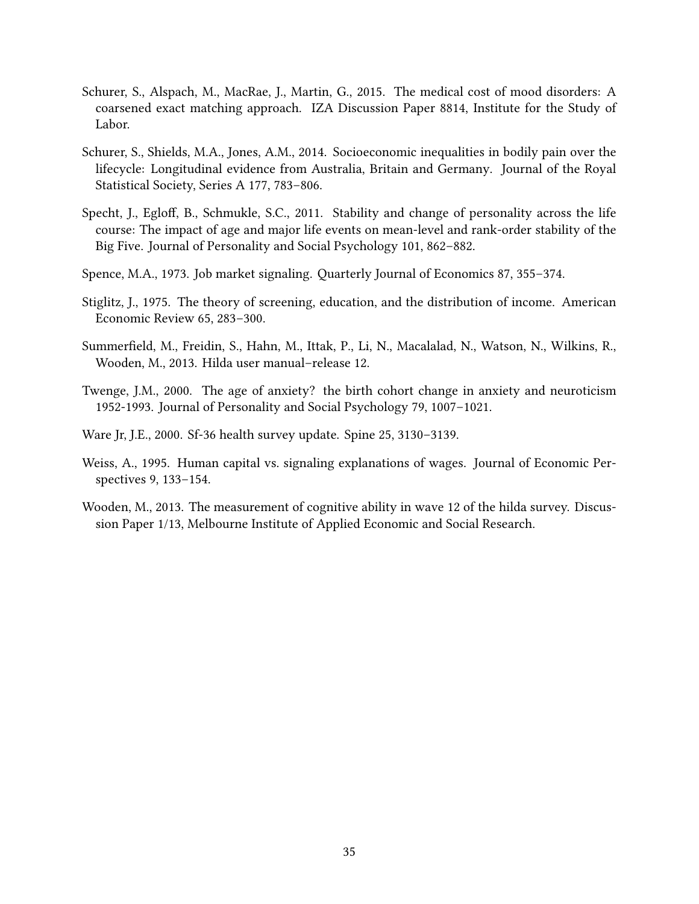Schurer, S., Alspach, M., MacRae, J., Martin, G., 2015. The medical cost of mood disorders: A coarsened exact matching approach. IZA Discussion Paper 8814, Institute for the Study of Labor.

Schurer, S., Shields, M.A., Jones, A.M., 2014. Socioeconomic inequalities in bodily pain over the lifecycle: Longitudinal evidence from Australia, Britain and Germany. Journal of the Royal Statistical Society, Series A 177, 783–806.

Specht, J., Egloff, B., Schmukle, S.C., 2011. Stability and change of personality across the life course: The impact of age and major life events on mean-level and rank-order stability of the Big Five. Journal of Personality and Social Psychology 101, 862–882.

Spence, M.A., 1973. Job market signaling. Quarterly Journal of Economics 87, 355–374.

Stiglitz, J., 1975. The theory of screening, education, and the distribution of income. American Economic Review 65, 283–300.

Summerfield, M., Freidin, S., Hahn, M., Ittak, P., Li, N., Macalalad, N., Watson, N., Wilkins, R., Wooden, M., 2013. Hilda user manual–release 12.

Twenge, J.M., 2000. The age of anxiety? the birth cohort change in anxiety and neuroticism 1952-1993. Journal of Personality and Social Psychology 79, 1007–1021.

Ware Jr, J.E., 2000. Sf-36 health survey update. Spine 25, 3130–3139.

Weiss, A., 1995. Human capital vs. signaling explanations of wages. Journal of Economic Perspectives 9, 133–154.

Wooden, M., 2013. The measurement of cognitive ability in wave 12 of the hilda survey. Discussion Paper 1/13, Melbourne Institute of Applied Economic and Social Research.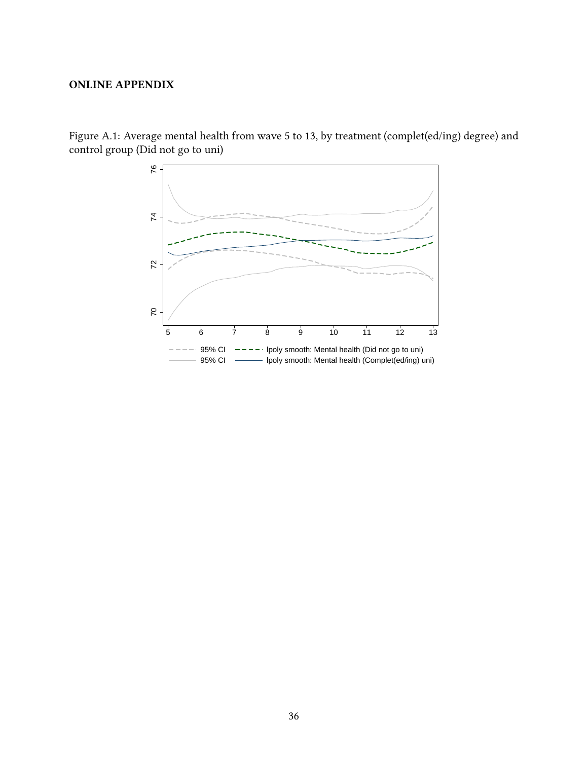**ONLINE APPENDIX**

Figure A.1: Average mental health from wave 5 to 13, by treatment (complet(ed/ing) degree) and control group (Did not go to uni)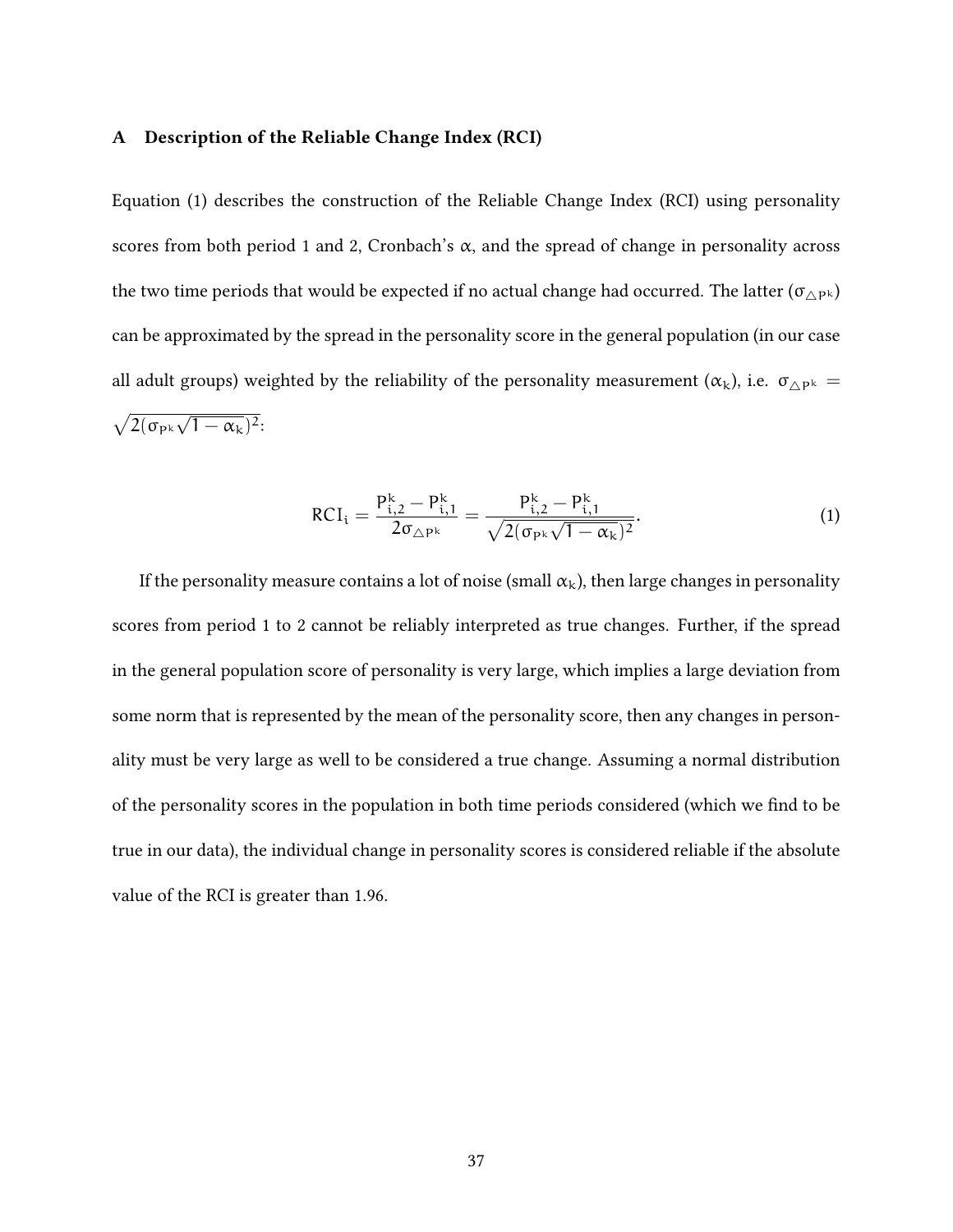## A Description of the Reliable Change Index (RCI)

Equation (1) describes the construction of the Reliable Change Index (RCI) using personality scores from both period 1 and 2, Cronbach's $\alpha$, and the spread of change in personality across the two time periods that would be expected if no actual change had occurred. The latter ($\sigma_{\triangle P^k}$) can be approximated by the spread in the personality score in the general population (in our case all adult groups) weighted by the reliability of the personality measurement ($\alpha_k$), i.e. $\sigma_{\triangle P^k} = \sqrt{2(\sigma_{P^k}\sqrt{1-\alpha_k})^2}$:

$$\mathrm{RCI}_i = \frac{P^k_{i,2} - P^k_{i,1}}{2\sigma_{\triangle P^k}} = \frac{P^k_{i,2} - P^k_{i,1}}{\sqrt{2(\sigma_{P^k}\sqrt{1-\alpha_k})^2}}. \tag{1}$$

If the personality measure contains a lot of noise (small $\alpha_k$), then large changes in personality scores from period 1 to 2 cannot be reliably interpreted as true changes. Further, if the spread in the general population score of personality is very large, which implies a large deviation from some norm that is represented by the mean of the personality score, then any changes in personality must be very large as well to be considered a true change. Assuming a normal distribution of the personality scores in the population in both time periods considered (which we find to be true in our data), the individual change in personality scores is considered reliable if the absolute value of the RCI is greater than 1.96.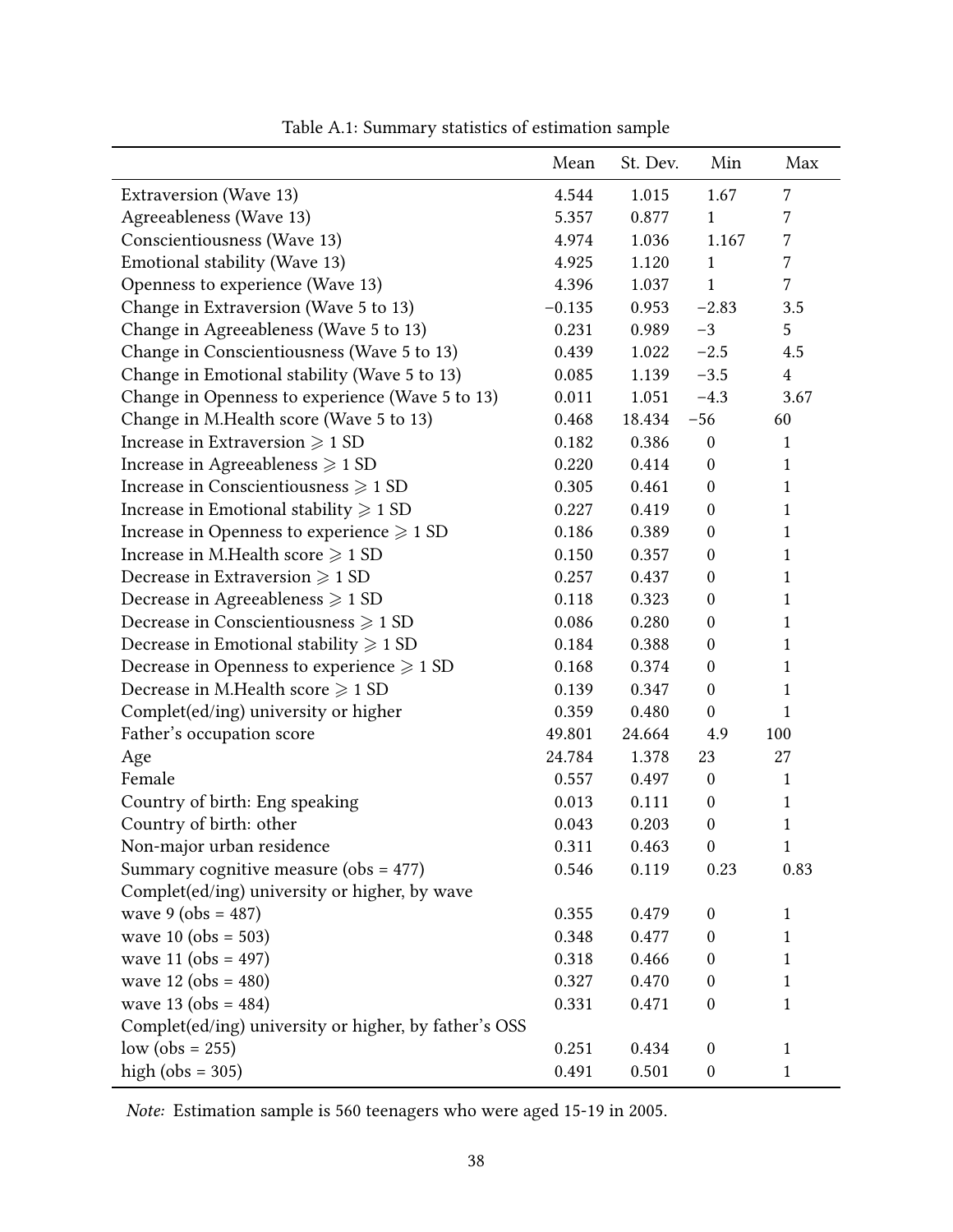Table A.1: Summary statistics of estimation sample

| | Mean | St. Dev. | Min | Max |
|---|---|---|---|---|
| Extraversion (Wave 13) | 4.544 | 1.015 | 1.67 | 7 |
| Agreeableness (Wave 13) | 5.357 | 0.877 | 1 | 7 |
| Conscientiousness (Wave 13) | 4.974 | 1.036 | 1.167 | 7 |
| Emotional stability (Wave 13) | 4.925 | 1.120 | 1 | 7 |
| Openness to experience (Wave 13) | 4.396 | 1.037 | 1 | 7 |
| Change in Extraversion (Wave 5 to 13) | −0.135 | 0.953 | −2.83 | 3.5 |
| Change in Agreeableness (Wave 5 to 13) | 0.231 | 0.989 | −3 | 5 |
| Change in Conscientiousness (Wave 5 to 13) | 0.439 | 1.022 | −2.5 | 4.5 |
| Change in Emotional stability (Wave 5 to 13) | 0.085 | 1.139 | −3.5 | 4 |
| Change in Openness to experience (Wave 5 to 13) | 0.011 | 1.051 | −4.3 | 3.67 |
| Change in M.Health score (Wave 5 to 13) | 0.468 | 18.434 | −56 | 60 |
| Increase in Extraversion $\geqslant$ 1 SD | 0.182 | 0.386 | 0 | 1 |
| Increase in Agreeableness $\geqslant$ 1 SD | 0.220 | 0.414 | 0 | 1 |
| Increase in Conscientiousness $\geqslant$ 1 SD | 0.305 | 0.461 | 0 | 1 |
| Increase in Emotional stability $\geqslant$ 1 SD | 0.227 | 0.419 | 0 | 1 |
| Increase in Openness to experience $\geqslant$ 1 SD | 0.186 | 0.389 | 0 | 1 |
| Increase in M.Health score $\geqslant$ 1 SD | 0.150 | 0.357 | 0 | 1 |
| Decrease in Extraversion $\geqslant$ 1 SD | 0.257 | 0.437 | 0 | 1 |
| Decrease in Agreeableness $\geqslant$ 1 SD | 0.118 | 0.323 | 0 | 1 |
| Decrease in Conscientiousness $\geqslant$ 1 SD | 0.086 | 0.280 | 0 | 1 |
| Decrease in Emotional stability $\geqslant$ 1 SD | 0.184 | 0.388 | 0 | 1 |
| Decrease in Openness to experience $\geqslant$ 1 SD | 0.168 | 0.374 | 0 | 1 |
| Decrease in M.Health score $\geqslant$ 1 SD | 0.139 | 0.347 | 0 | 1 |
| Complet(ed/ing) university or higher | 0.359 | 0.480 | 0 | 1 |
| Father's occupation score | 49.801 | 24.664 | 4.9 | 100 |
| Age | 24.784 | 1.378 | 23 | 27 |
| Female | 0.557 | 0.497 | 0 | 1 |
| Country of birth: Eng speaking | 0.013 | 0.111 | 0 | 1 |
| Country of birth: other | 0.043 | 0.203 | 0 | 1 |
| Non-major urban residence | 0.311 | 0.463 | 0 | 1 |
| Summary cognitive measure (obs = 477) | 0.546 | 0.119 | 0.23 | 0.83 |
| Complet(ed/ing) university or higher, by wave | | | | |
| wave 9 (obs = 487) | 0.355 | 0.479 | 0 | 1 |
| wave 10 (obs = 503) | 0.348 | 0.477 | 0 | 1 |
| wave 11 (obs = 497) | 0.318 | 0.466 | 0 | 1 |
| wave 12 (obs = 480) | 0.327 | 0.470 | 0 | 1 |
| wave 13 (obs = 484) | 0.331 | 0.471 | 0 | 1 |
| Complet(ed/ing) university or higher, by father's OSS | | | | |
| low (obs = 255) | 0.251 | 0.434 | 0 | 1 |
| high (obs = 305) | 0.491 | 0.501 | 0 | 1 |

*Note:* Estimation sample is 560 teenagers who were aged 15-19 in 2005.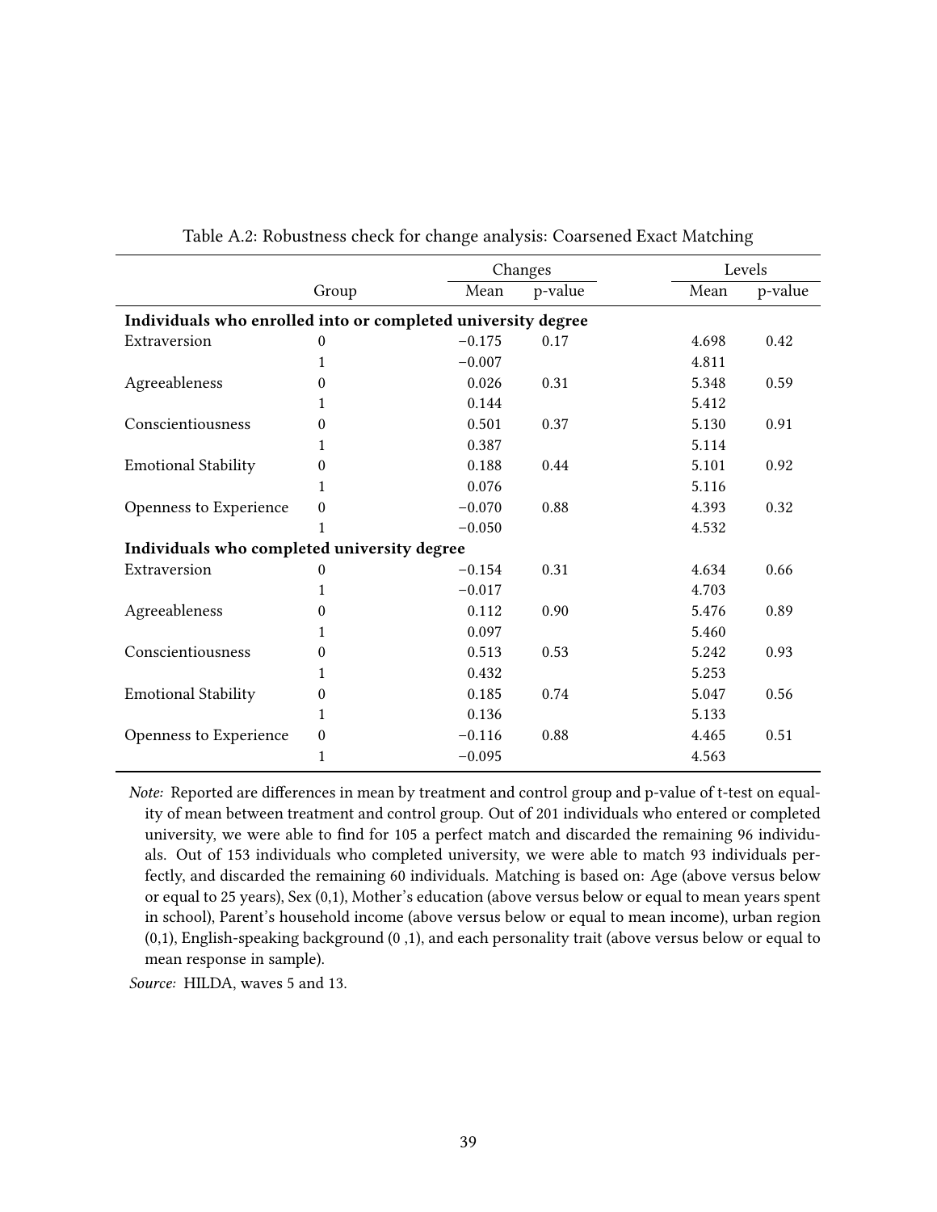Table A.2: Robustness check for change analysis: Coarsened Exact Matching

| | | Changes | | Levels | |
|---|---|---|---|---|---|
| | Group | Mean | p-value | Mean | p-value |
| **Individuals who enrolled into or completed university degree** | | | | | |
| Extraversion | 0 | −0.175 | 0.17 | 4.698 | 0.42 |
| | 1 | −0.007 | | 4.811 | |
| Agreeableness | 0 | 0.026 | 0.31 | 5.348 | 0.59 |
| | 1 | 0.144 | | 5.412 | |
| Conscientiousness | 0 | 0.501 | 0.37 | 5.130 | 0.91 |
| | 1 | 0.387 | | 5.114 | |
| Emotional Stability | 0 | 0.188 | 0.44 | 5.101 | 0.92 |
| | 1 | 0.076 | | 5.116 | |
| Openness to Experience | 0 | −0.070 | 0.88 | 4.393 | 0.32 |
| | 1 | −0.050 | | 4.532 | |
| **Individuals who completed university degree** | | | | | |
| Extraversion | 0 | −0.154 | 0.31 | 4.634 | 0.66 |
| | 1 | −0.017 | | 4.703 | |
| Agreeableness | 0 | 0.112 | 0.90 | 5.476 | 0.89 |
| | 1 | 0.097 | | 5.460 | |
| Conscientiousness | 0 | 0.513 | 0.53 | 5.242 | 0.93 |
| | 1 | 0.432 | | 5.253 | |
| Emotional Stability | 0 | 0.185 | 0.74 | 5.047 | 0.56 |
| | 1 | 0.136 | | 5.133 | |
| Openness to Experience | 0 | −0.116 | 0.88 | 4.465 | 0.51 |
| | 1 | −0.095 | | 4.563 | |

*Note:* Reported are differences in mean by treatment and control group and p-value of t-test on equality of mean between treatment and control group. Out of 201 individuals who entered or completed university, we were able to find for 105 a perfect match and discarded the remaining 96 individuals. Out of 153 individuals who completed university, we were able to match 93 individuals perfectly, and discarded the remaining 60 individuals. Matching is based on: Age (above versus below or equal to 25 years), Sex (0,1), Mother's education (above versus below or equal to mean years spent in school), Parent's household income (above versus below or equal to mean income), urban region (0,1), English-speaking background (0 ,1), and each personality trait (above versus below or equal to mean response in sample).

*Source:* HILDA, waves 5 and 13.